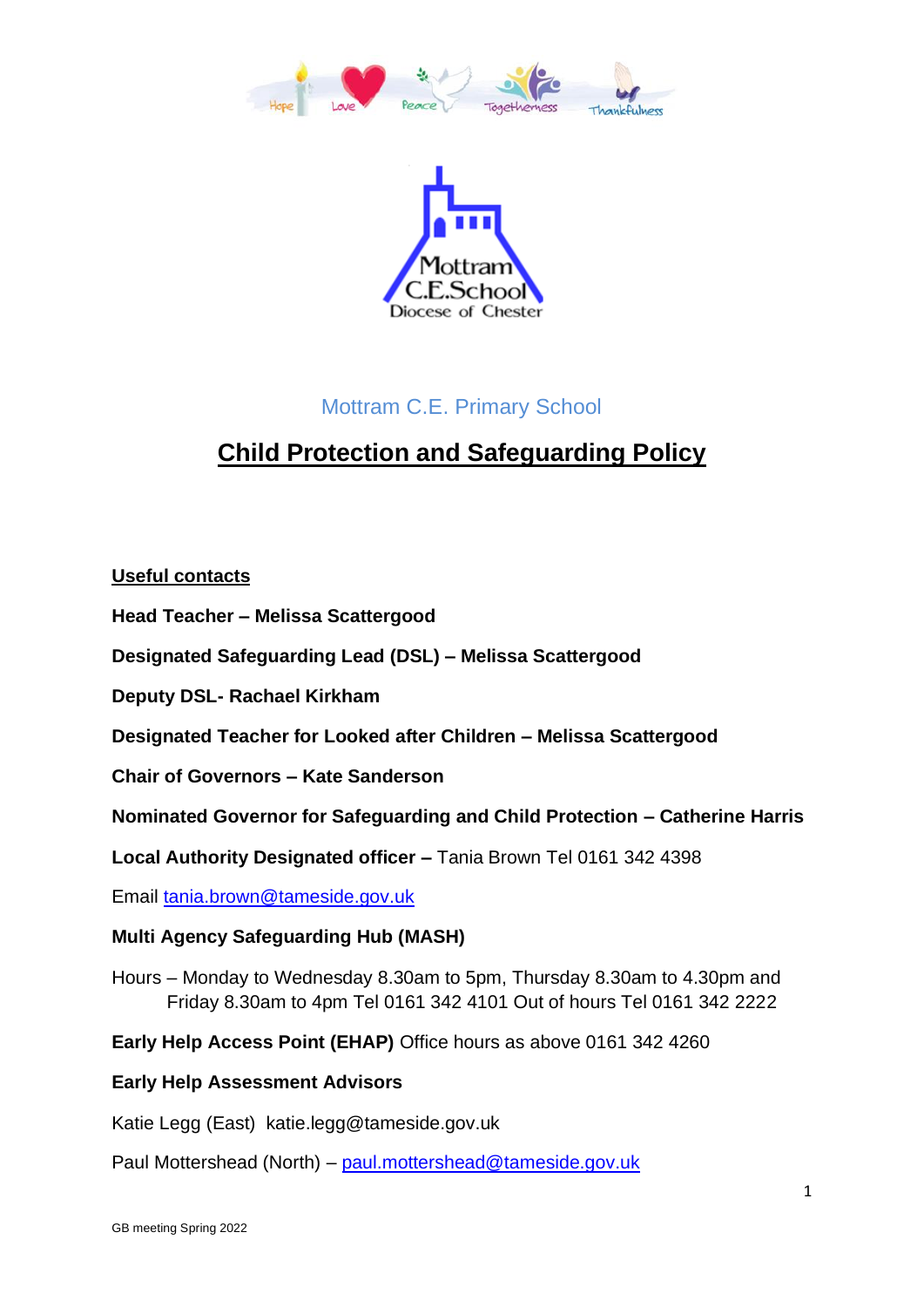Mottram C.E. Primary School

# Child Protection and Safeguarding Policy

**Useful contacts**

**Head Teacher – Melissa Scattergood**

**Designated Safeguarding Lead (DSL) – Melissa Scattergood**

**Deputy DSL- Rachael Kirkham**

**Designated Teacher for Looked after Children – Melissa Scattergood**

**Chair of Governors – Kate Sanderson**

**Nominated Governor for Safeguarding and Child Protection – Catherine Harris**

**Local Authority Designated officer –** Tania Brown Tel 0161 342 4398

Email tania.brown@tameside.gov.uk

**Multi Agency Safeguarding Hub (MASH)**

Hours – Monday to Wednesday 8.30am to 5pm, Thursday 8.30am to 4.30pm and Friday 8.30am to 4pm Tel 0161 342 4101 Out of hours Tel 0161 342 2222

**Early Help Access Point (EHAP)** Office hours as above 0161 342 4260

**Early Help Assessment Advisors**

Katie Legg (East) katie.legg@tameside.gov.uk

Paul Mottershead (North) – paul.mottershead@tameside.gov.uk

GB meeting Spring 2022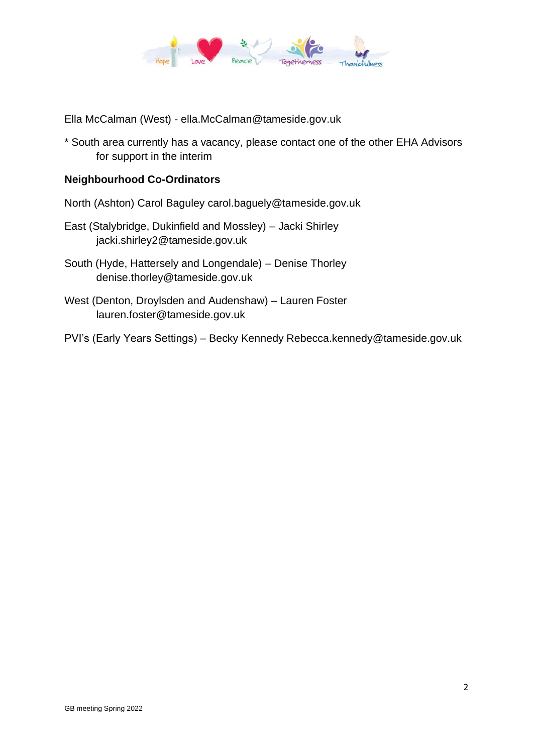Ella McCalman (West) - ella.McCalman@tameside.gov.uk

* South area currently has a vacancy, please contact one of the other EHA Advisors for support in the interim

**Neighbourhood Co-Ordinators**

North (Ashton) Carol Baguley carol.baguely@tameside.gov.uk

East (Stalybridge, Dukinfield and Mossley) – Jacki Shirley jacki.shirley2@tameside.gov.uk

South (Hyde, Hattersely and Longendale) – Denise Thorley denise.thorley@tameside.gov.uk

West (Denton, Droylsden and Audenshaw) – Lauren Foster lauren.foster@tameside.gov.uk

PVI's (Early Years Settings) – Becky Kennedy Rebecca.kennedy@tameside.gov.uk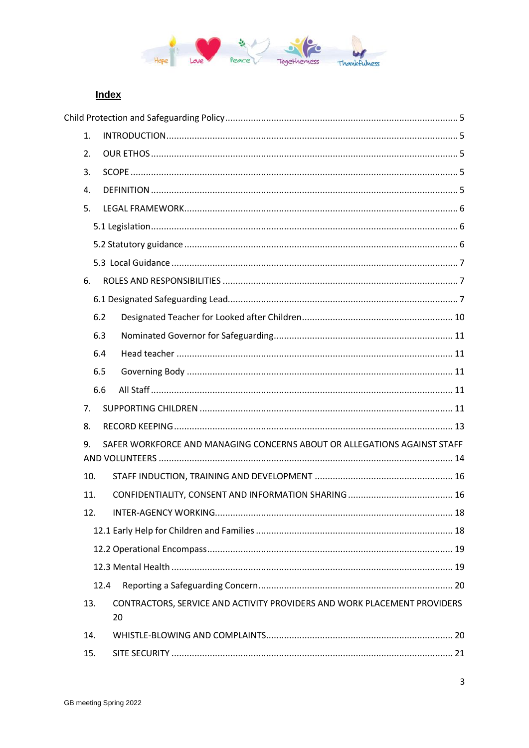## Index

Child Protection and Safeguarding Policy ........................................................................................ 5

1. INTRODUCTION ................................................................................................................ 5
2. OUR ETHOS ....................................................................................................................... 5
3. SCOPE ................................................................................................................................ 5
4. DEFINITION ....................................................................................................................... 5
5. LEGAL FRAMEWORK ......................................................................................................... 6
   - 5.1 Legislation ................................................................................................................... 6
   - 5.2 Statutory guidance ....................................................................................................... 6
   - 5.3 Local Guidance ............................................................................................................ 7
6. ROLES AND RESPONSIBILITIES .......................................................................................... 7
   - 6.1 Designated Safeguarding Lead ...................................................................................... 7
   - 6.2 Designated Teacher for Looked after Children .......................................................... 10
   - 6.3 Nominated Governor for Safeguarding ..................................................................... 11
   - 6.4 Head teacher ............................................................................................................ 11
   - 6.5 Governing Body ........................................................................................................ 11
   - 6.6 All Staff .................................................................................................................... 11
7. SUPPORTING CHILDREN ................................................................................................. 11
8. RECORD KEEPING ........................................................................................................... 13
9. SAFER WORKFORCE AND MANAGING CONCERNS ABOUT OR ALLEGATIONS AGAINST STAFF AND VOLUNTEERS ................................................................................................................. 14
10. STAFF INDUCTION, TRAINING AND DEVELOPMENT ..................................................... 16
11. CONFIDENTIALITY, CONSENT AND INFORMATION SHARING ......................................... 16
12. INTER-AGENCY WORKING ............................................................................................ 18
    - 12.1 Early Help for Children and Families ........................................................................ 18
    - 12.2 Operational Encompass ........................................................................................... 19
    - 12.3 Mental Health ......................................................................................................... 19
    - 12.4 Reporting a Safeguarding Concern .......................................................................... 20
13. CONTRACTORS, SERVICE AND ACTIVITY PROVIDERS AND WORK PLACEMENT PROVIDERS 20
14. WHISTLE-BLOWING AND COMPLAINTS ........................................................................ 20
15. SITE SECURITY ............................................................................................................. 21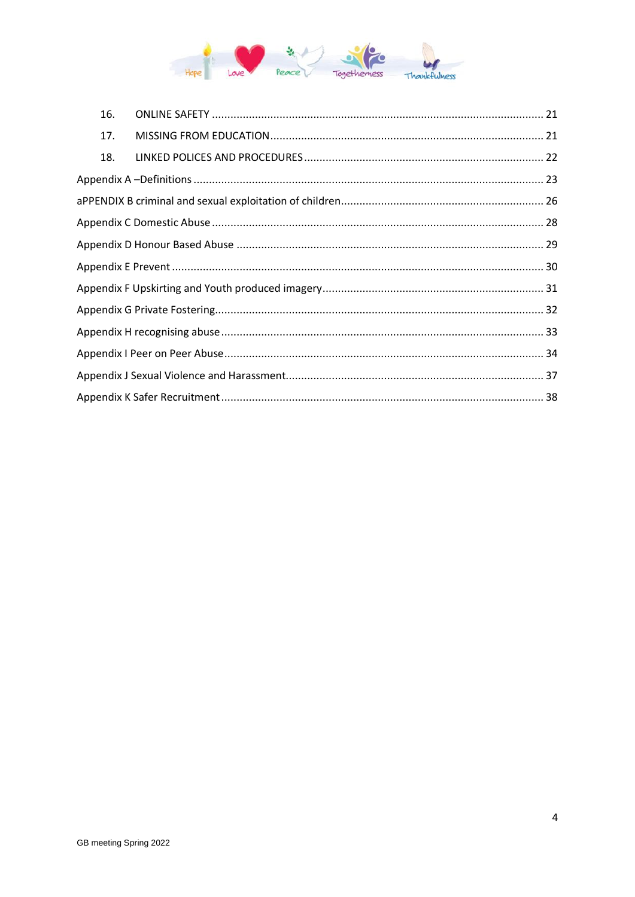16. ONLINE SAFETY ........................................................................................................ 21

17. MISSING FROM EDUCATION ..................................................................................... 21

18. LINKED POLICES AND PROCEDURES ........................................................................ 22

Appendix A –Definitions ..................................................................................................... 23

aPPENDIX B criminal and sexual exploitation of children..................................................... 26

Appendix C Domestic Abuse ................................................................................................ 28

Appendix D Honour Based Abuse ........................................................................................ 29

Appendix E Prevent ............................................................................................................. 30

Appendix F Upskirting and Youth produced imagery.......................................................... 31

Appendix G Private Fostering............................................................................................... 32

Appendix H recognising abuse ............................................................................................. 33

Appendix I Peer on Peer Abuse............................................................................................ 34

Appendix J Sexual Violence and Harassment....................................................................... 37

Appendix K Safer Recruitment ............................................................................................. 38

GB meeting Spring 2022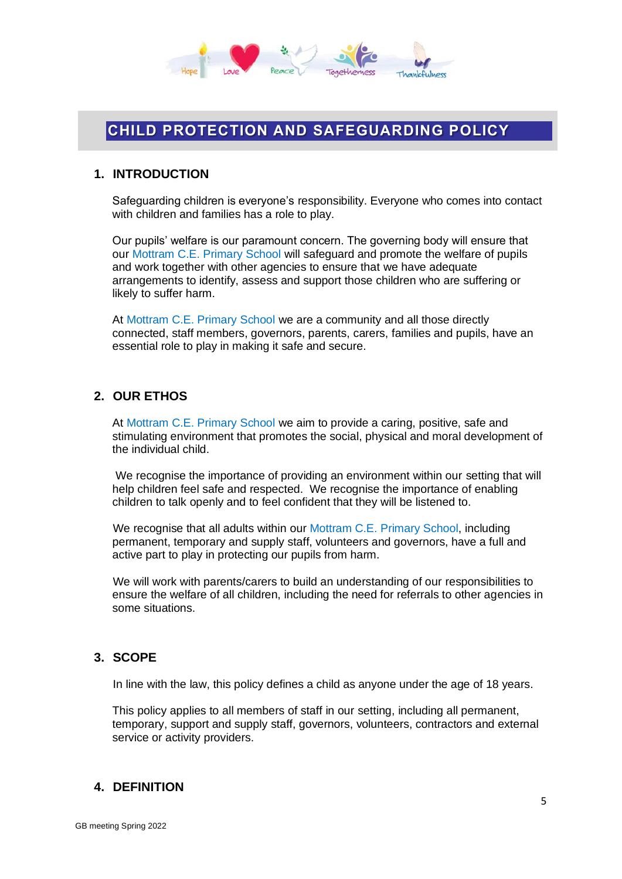# CHILD PROTECTION AND SAFEGUARDING POLICY

## 1. INTRODUCTION

Safeguarding children is everyone's responsibility. Everyone who comes into contact with children and families has a role to play.

Our pupils' welfare is our paramount concern. The governing body will ensure that our Mottram C.E. Primary School will safeguard and promote the welfare of pupils and work together with other agencies to ensure that we have adequate arrangements to identify, assess and support those children who are suffering or likely to suffer harm.

At Mottram C.E. Primary School we are a community and all those directly connected, staff members, governors, parents, carers, families and pupils, have an essential role to play in making it safe and secure.

## 2. OUR ETHOS

At Mottram C.E. Primary School we aim to provide a caring, positive, safe and stimulating environment that promotes the social, physical and moral development of the individual child.

We recognise the importance of providing an environment within our setting that will help children feel safe and respected. We recognise the importance of enabling children to talk openly and to feel confident that they will be listened to.

We recognise that all adults within our Mottram C.E. Primary School, including permanent, temporary and supply staff, volunteers and governors, have a full and active part to play in protecting our pupils from harm.

We will work with parents/carers to build an understanding of our responsibilities to ensure the welfare of all children, including the need for referrals to other agencies in some situations.

## 3. SCOPE

In line with the law, this policy defines a child as anyone under the age of 18 years.

This policy applies to all members of staff in our setting, including all permanent, temporary, support and supply staff, governors, volunteers, contractors and external service or activity providers.

## 4. DEFINITION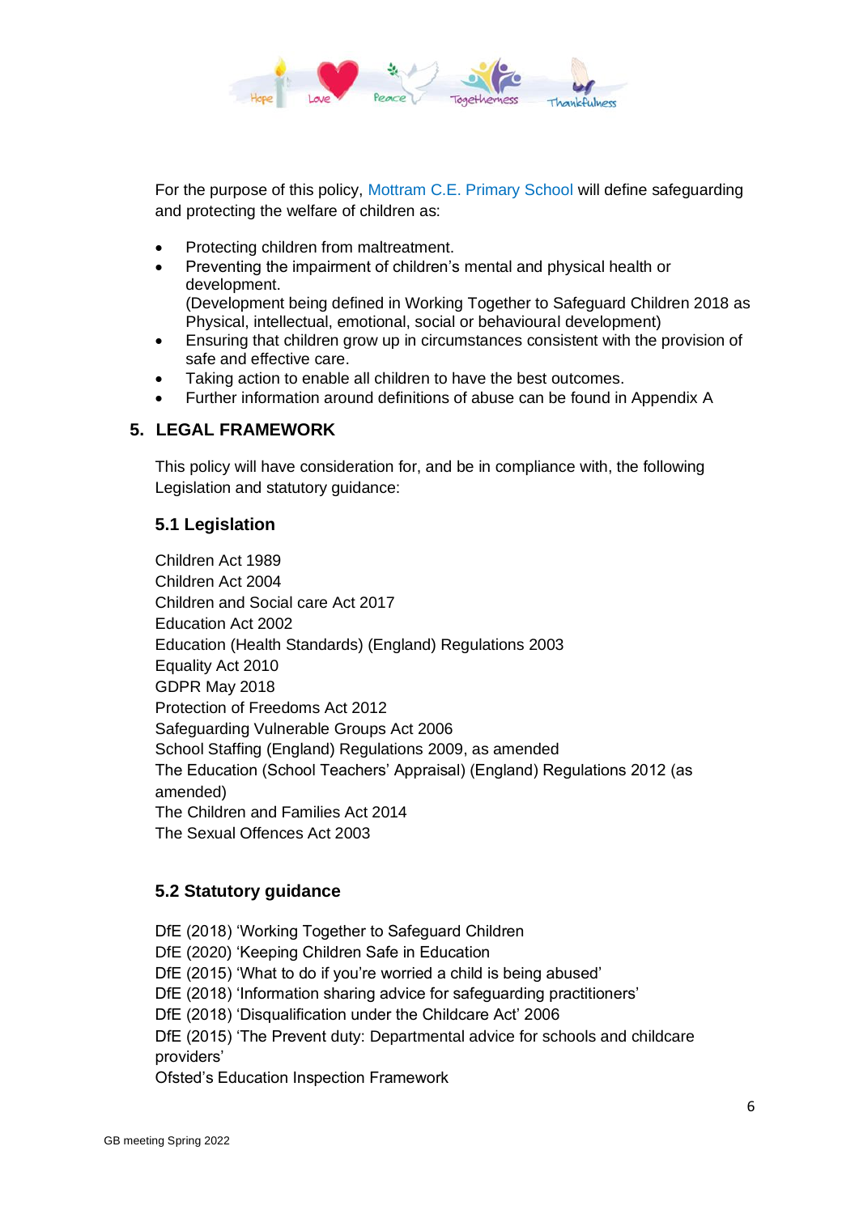For the purpose of this policy, Mottram C.E. Primary School will define safeguarding and protecting the welfare of children as:

- Protecting children from maltreatment.
- Preventing the impairment of children's mental and physical health or development.
  (Development being defined in Working Together to Safeguard Children 2018 as Physical, intellectual, emotional, social or behavioural development)
- Ensuring that children grow up in circumstances consistent with the provision of safe and effective care.
- Taking action to enable all children to have the best outcomes.
- Further information around definitions of abuse can be found in Appendix A

## 5. LEGAL FRAMEWORK

This policy will have consideration for, and be in compliance with, the following Legislation and statutory guidance:

### 5.1 Legislation

Children Act 1989
Children Act 2004
Children and Social care Act 2017
Education Act 2002
Education (Health Standards) (England) Regulations 2003
Equality Act 2010
GDPR May 2018
Protection of Freedoms Act 2012
Safeguarding Vulnerable Groups Act 2006
School Staffing (England) Regulations 2009, as amended
The Education (School Teachers' Appraisal) (England) Regulations 2012 (as amended)
The Children and Families Act 2014
The Sexual Offences Act 2003

### 5.2 Statutory guidance

DfE (2018) 'Working Together to Safeguard Children
DfE (2020) 'Keeping Children Safe in Education
DfE (2015) 'What to do if you're worried a child is being abused'
DfE (2018) 'Information sharing advice for safeguarding practitioners'
DfE (2018) 'Disqualification under the Childcare Act' 2006
DfE (2015) 'The Prevent duty: Departmental advice for schools and childcare providers'
Ofsted's Education Inspection Framework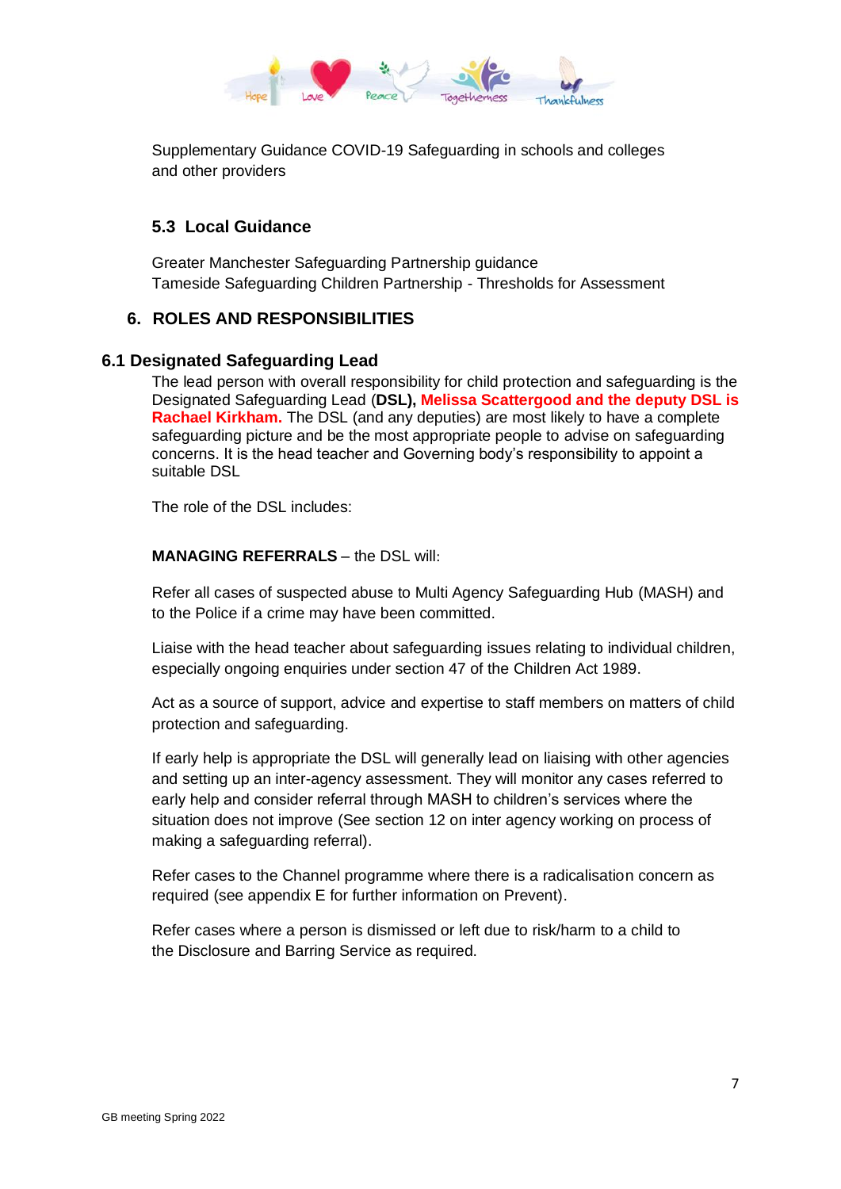Supplementary Guidance COVID-19 Safeguarding in schools and colleges and other providers

### 5.3 Local Guidance

Greater Manchester Safeguarding Partnership guidance
Tameside Safeguarding Children Partnership - Thresholds for Assessment

## 6. ROLES AND RESPONSIBILITIES

### 6.1 Designated Safeguarding Lead

The lead person with overall responsibility for child protection and safeguarding is the Designated Safeguarding Lead (**DSL), Melissa Scattergood and the deputy DSL is Rachael Kirkham.** The DSL (and any deputies) are most likely to have a complete safeguarding picture and be the most appropriate people to advise on safeguarding concerns. It is the head teacher and Governing body's responsibility to appoint a suitable DSL

The role of the DSL includes:

**MANAGING REFERRALS** – the DSL will:

Refer all cases of suspected abuse to Multi Agency Safeguarding Hub (MASH) and to the Police if a crime may have been committed.

Liaise with the head teacher about safeguarding issues relating to individual children, especially ongoing enquiries under section 47 of the Children Act 1989.

Act as a source of support, advice and expertise to staff members on matters of child protection and safeguarding.

If early help is appropriate the DSL will generally lead on liaising with other agencies and setting up an inter-agency assessment. They will monitor any cases referred to early help and consider referral through MASH to children's services where the situation does not improve (See section 12 on inter agency working on process of making a safeguarding referral).

Refer cases to the Channel programme where there is a radicalisation concern as required (see appendix E for further information on Prevent).

Refer cases where a person is dismissed or left due to risk/harm to a child to the Disclosure and Barring Service as required.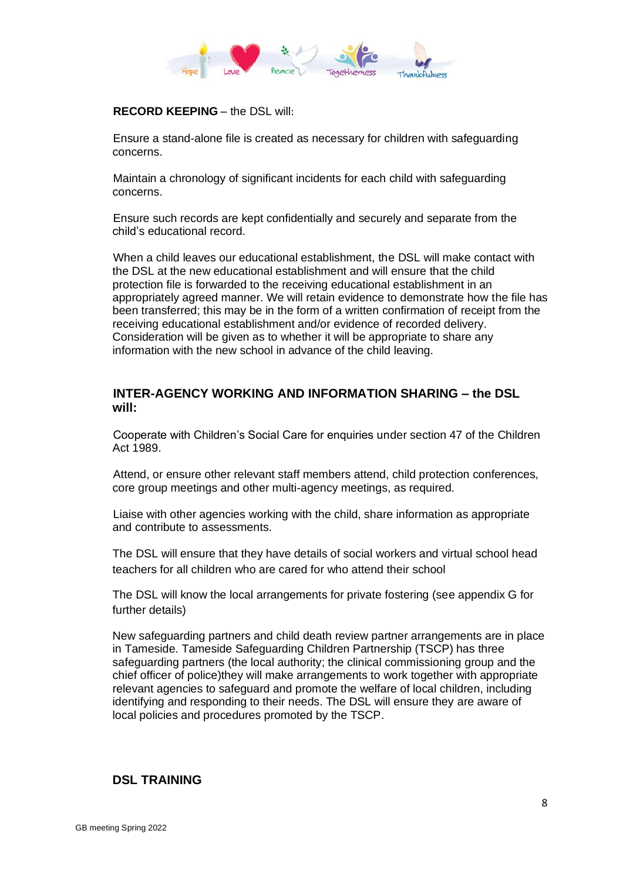**RECORD KEEPING** – the DSL will:

Ensure a stand-alone file is created as necessary for children with safeguarding concerns.

Maintain a chronology of significant incidents for each child with safeguarding concerns.

Ensure such records are kept confidentially and securely and separate from the child's educational record.

When a child leaves our educational establishment, the DSL will make contact with the DSL at the new educational establishment and will ensure that the child protection file is forwarded to the receiving educational establishment in an appropriately agreed manner. We will retain evidence to demonstrate how the file has been transferred; this may be in the form of a written confirmation of receipt from the receiving educational establishment and/or evidence of recorded delivery. Consideration will be given as to whether it will be appropriate to share any information with the new school in advance of the child leaving.

## INTER-AGENCY WORKING AND INFORMATION SHARING – the DSL will:

Cooperate with Children's Social Care for enquiries under section 47 of the Children Act 1989.

Attend, or ensure other relevant staff members attend, child protection conferences, core group meetings and other multi-agency meetings, as required.

Liaise with other agencies working with the child, share information as appropriate and contribute to assessments.

The DSL will ensure that they have details of social workers and virtual school head teachers for all children who are cared for who attend their school

The DSL will know the local arrangements for private fostering (see appendix G for further details)

New safeguarding partners and child death review partner arrangements are in place in Tameside. Tameside Safeguarding Children Partnership (TSCP) has three safeguarding partners (the local authority; the clinical commissioning group and the chief officer of police)they will make arrangements to work together with appropriate relevant agencies to safeguard and promote the welfare of local children, including identifying and responding to their needs. The DSL will ensure they are aware of local policies and procedures promoted by the TSCP.

## DSL TRAINING

GB meeting Spring 2022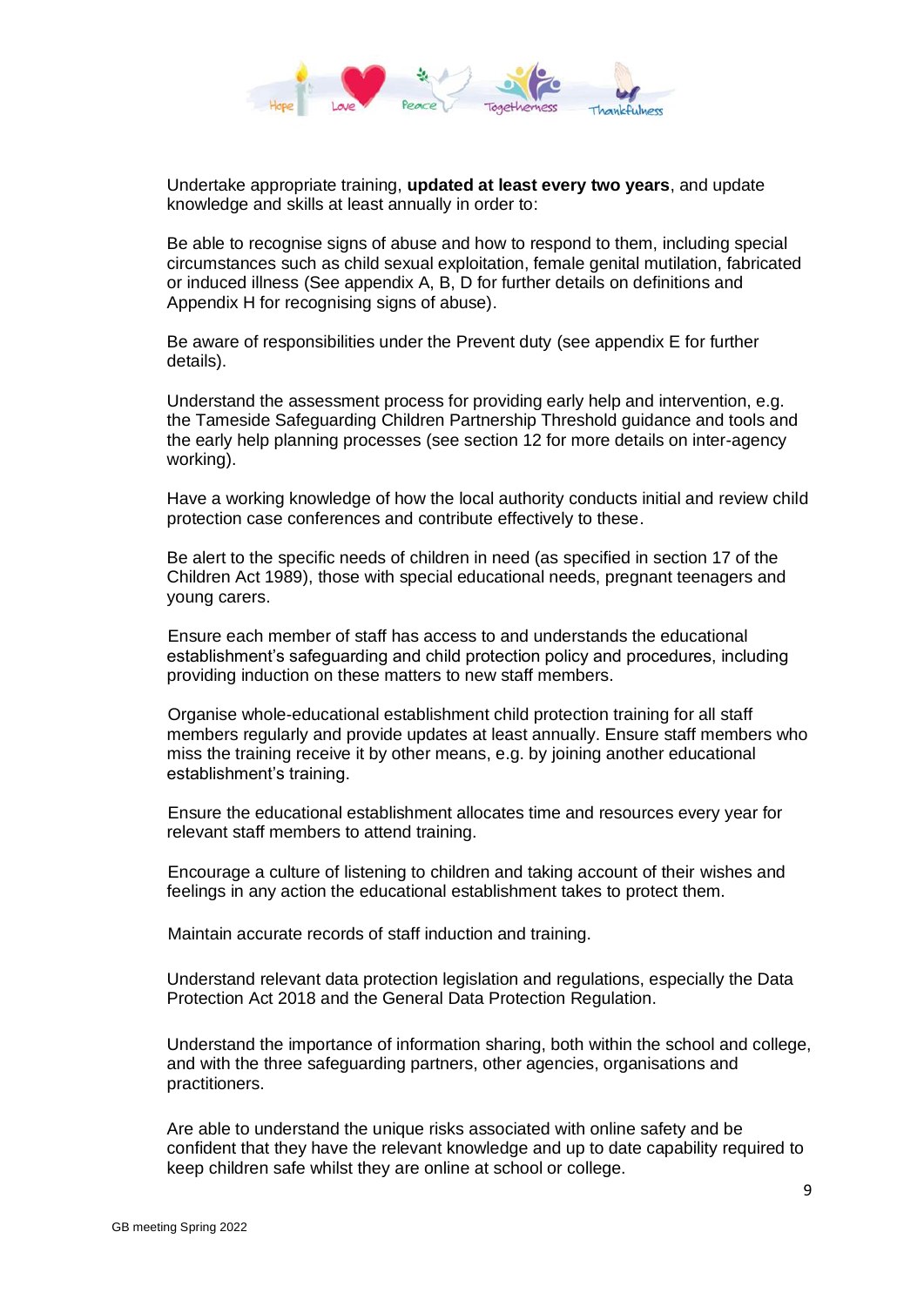Undertake appropriate training, **updated at least every two years**, and update knowledge and skills at least annually in order to:

Be able to recognise signs of abuse and how to respond to them, including special circumstances such as child sexual exploitation, female genital mutilation, fabricated or induced illness (See appendix A, B, D for further details on definitions and Appendix H for recognising signs of abuse).

Be aware of responsibilities under the Prevent duty (see appendix E for further details).

Understand the assessment process for providing early help and intervention, e.g. the Tameside Safeguarding Children Partnership Threshold guidance and tools and the early help planning processes (see section 12 for more details on inter-agency working).

Have a working knowledge of how the local authority conducts initial and review child protection case conferences and contribute effectively to these.

Be alert to the specific needs of children in need (as specified in section 17 of the Children Act 1989), those with special educational needs, pregnant teenagers and young carers.

Ensure each member of staff has access to and understands the educational establishment's safeguarding and child protection policy and procedures, including providing induction on these matters to new staff members.

Organise whole-educational establishment child protection training for all staff members regularly and provide updates at least annually. Ensure staff members who miss the training receive it by other means, e.g. by joining another educational establishment's training.

Ensure the educational establishment allocates time and resources every year for relevant staff members to attend training.

Encourage a culture of listening to children and taking account of their wishes and feelings in any action the educational establishment takes to protect them.

Maintain accurate records of staff induction and training.

Understand relevant data protection legislation and regulations, especially the Data Protection Act 2018 and the General Data Protection Regulation.

Understand the importance of information sharing, both within the school and college, and with the three safeguarding partners, other agencies, organisations and practitioners.

Are able to understand the unique risks associated with online safety and be confident that they have the relevant knowledge and up to date capability required to keep children safe whilst they are online at school or college.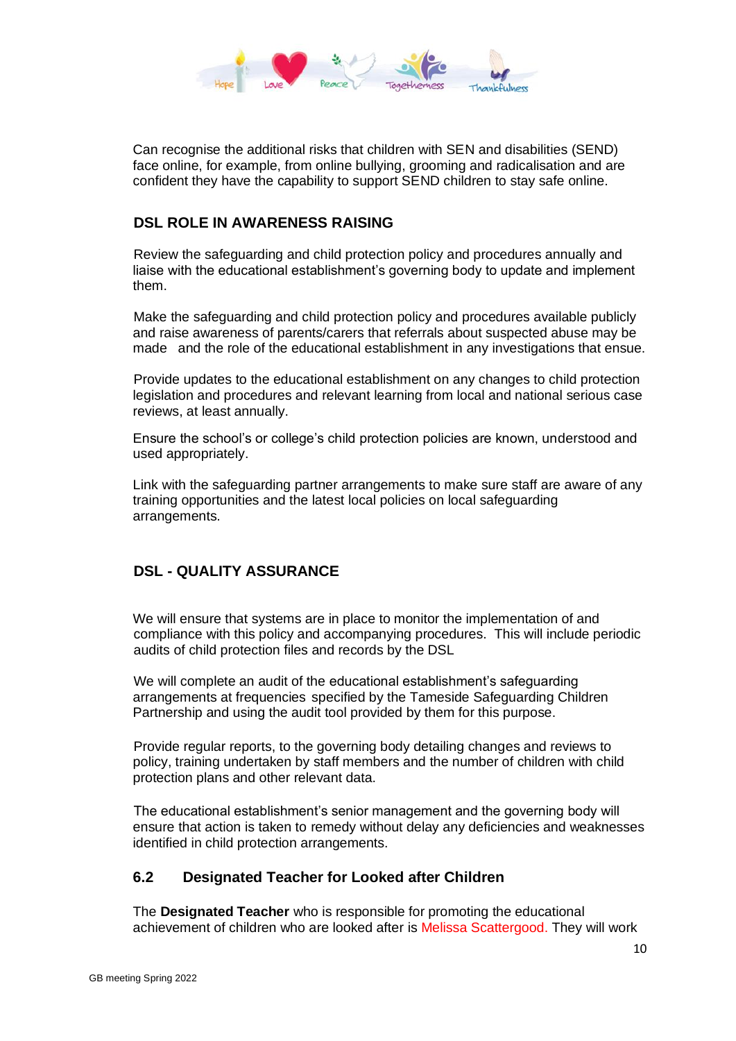Can recognise the additional risks that children with SEN and disabilities (SEND) face online, for example, from online bullying, grooming and radicalisation and are confident they have the capability to support SEND children to stay safe online.

### DSL ROLE IN AWARENESS RAISING

Review the safeguarding and child protection policy and procedures annually and liaise with the educational establishment's governing body to update and implement them.

Make the safeguarding and child protection policy and procedures available publicly and raise awareness of parents/carers that referrals about suspected abuse may be made and the role of the educational establishment in any investigations that ensue.

Provide updates to the educational establishment on any changes to child protection legislation and procedures and relevant learning from local and national serious case reviews, at least annually.

Ensure the school's or college's child protection policies are known, understood and used appropriately.

Link with the safeguarding partner arrangements to make sure staff are aware of any training opportunities and the latest local policies on local safeguarding arrangements.

### DSL - QUALITY ASSURANCE

We will ensure that systems are in place to monitor the implementation of and compliance with this policy and accompanying procedures. This will include periodic audits of child protection files and records by the DSL

We will complete an audit of the educational establishment's safeguarding arrangements at frequencies specified by the Tameside Safeguarding Children Partnership and using the audit tool provided by them for this purpose.

Provide regular reports, to the governing body detailing changes and reviews to policy, training undertaken by staff members and the number of children with child protection plans and other relevant data.

The educational establishment's senior management and the governing body will ensure that action is taken to remedy without delay any deficiencies and weaknesses identified in child protection arrangements.

### 6.2 Designated Teacher for Looked after Children

The **Designated Teacher** who is responsible for promoting the educational achievement of children who are looked after is Melissa Scattergood. They will work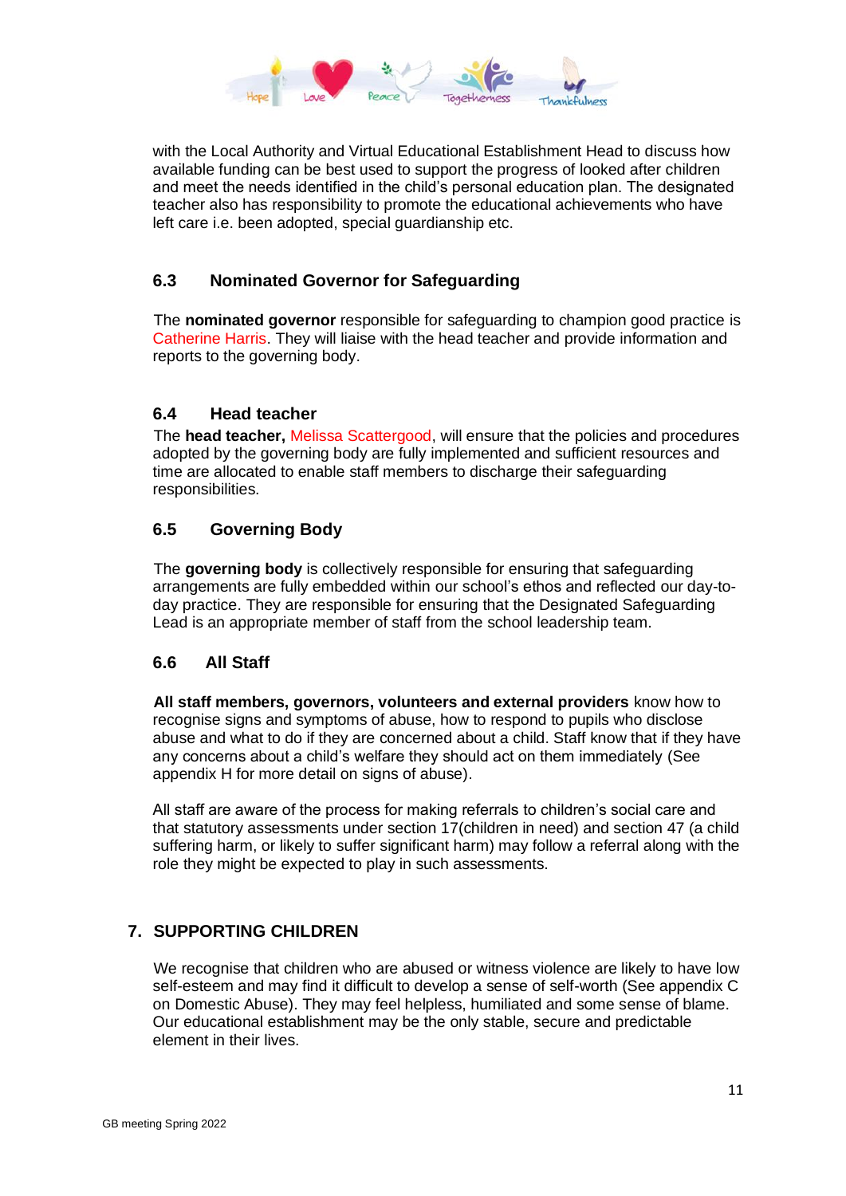with the Local Authority and Virtual Educational Establishment Head to discuss how available funding can be best used to support the progress of looked after children and meet the needs identified in the child's personal education plan. The designated teacher also has responsibility to promote the educational achievements who have left care i.e. been adopted, special guardianship etc.

### 6.3 Nominated Governor for Safeguarding

The **nominated governor** responsible for safeguarding to champion good practice is Catherine Harris. They will liaise with the head teacher and provide information and reports to the governing body.

### 6.4 Head teacher

The **head teacher,** Melissa Scattergood, will ensure that the policies and procedures adopted by the governing body are fully implemented and sufficient resources and time are allocated to enable staff members to discharge their safeguarding responsibilities.

### 6.5 Governing Body

The **governing body** is collectively responsible for ensuring that safeguarding arrangements are fully embedded within our school's ethos and reflected our day-to-day practice. They are responsible for ensuring that the Designated Safeguarding Lead is an appropriate member of staff from the school leadership team.

### 6.6 All Staff

**All staff members, governors, volunteers and external providers** know how to recognise signs and symptoms of abuse, how to respond to pupils who disclose abuse and what to do if they are concerned about a child. Staff know that if they have any concerns about a child's welfare they should act on them immediately (See appendix H for more detail on signs of abuse).

All staff are aware of the process for making referrals to children's social care and that statutory assessments under section 17(children in need) and section 47 (a child suffering harm, or likely to suffer significant harm) may follow a referral along with the role they might be expected to play in such assessments.

## 7. SUPPORTING CHILDREN

We recognise that children who are abused or witness violence are likely to have low self-esteem and may find it difficult to develop a sense of self-worth (See appendix C on Domestic Abuse). They may feel helpless, humiliated and some sense of blame. Our educational establishment may be the only stable, secure and predictable element in their lives.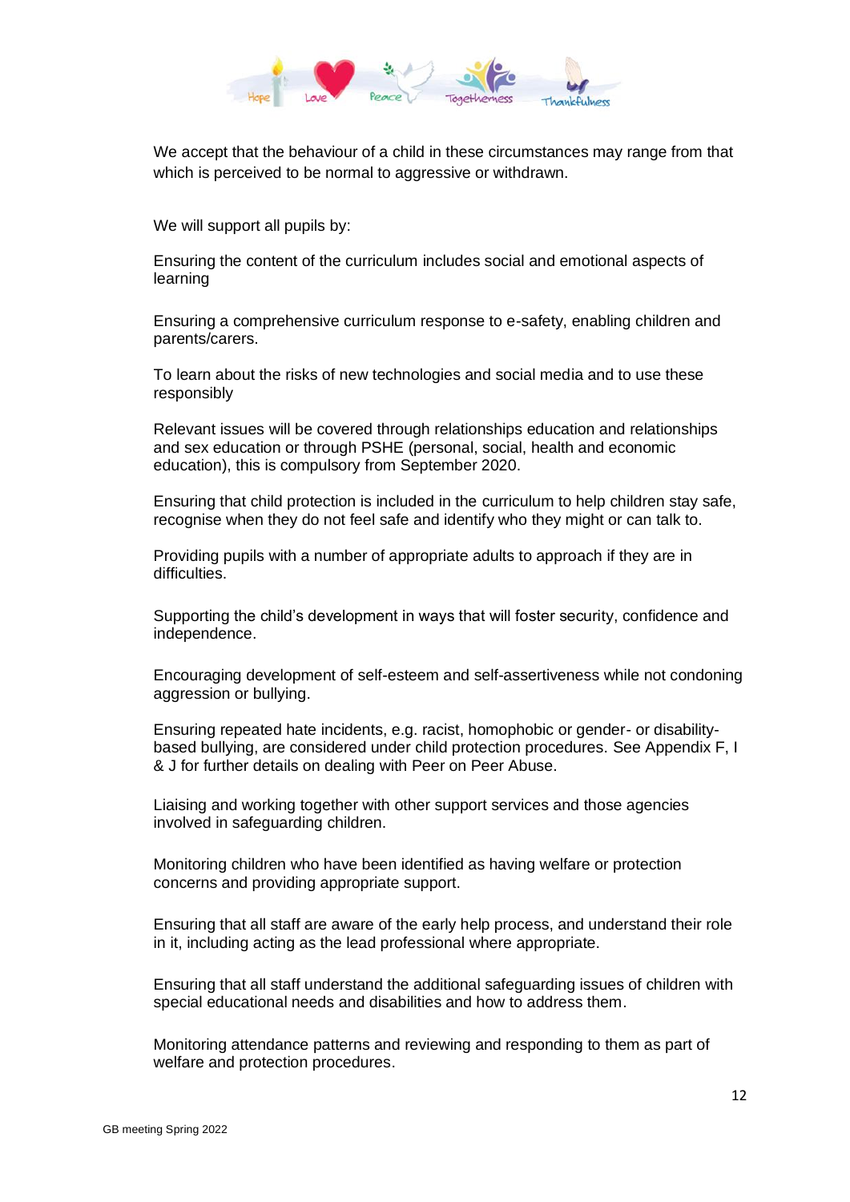We accept that the behaviour of a child in these circumstances may range from that which is perceived to be normal to aggressive or withdrawn.

We will support all pupils by:

Ensuring the content of the curriculum includes social and emotional aspects of learning

Ensuring a comprehensive curriculum response to e-safety, enabling children and parents/carers.

To learn about the risks of new technologies and social media and to use these responsibly

Relevant issues will be covered through relationships education and relationships and sex education or through PSHE (personal, social, health and economic education), this is compulsory from September 2020.

Ensuring that child protection is included in the curriculum to help children stay safe, recognise when they do not feel safe and identify who they might or can talk to.

Providing pupils with a number of appropriate adults to approach if they are in difficulties.

Supporting the child's development in ways that will foster security, confidence and independence.

Encouraging development of self-esteem and self-assertiveness while not condoning aggression or bullying.

Ensuring repeated hate incidents, e.g. racist, homophobic or gender- or disability-based bullying, are considered under child protection procedures. See Appendix F, I & J for further details on dealing with Peer on Peer Abuse.

Liaising and working together with other support services and those agencies involved in safeguarding children.

Monitoring children who have been identified as having welfare or protection concerns and providing appropriate support.

Ensuring that all staff are aware of the early help process, and understand their role in it, including acting as the lead professional where appropriate.

Ensuring that all staff understand the additional safeguarding issues of children with special educational needs and disabilities and how to address them.

Monitoring attendance patterns and reviewing and responding to them as part of welfare and protection procedures.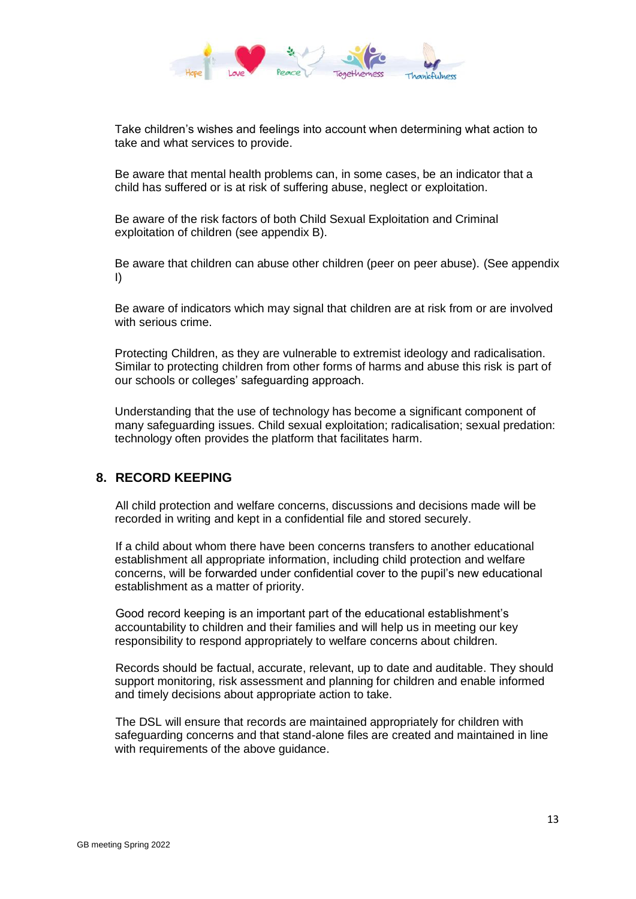Take children's wishes and feelings into account when determining what action to take and what services to provide.

Be aware that mental health problems can, in some cases, be an indicator that a child has suffered or is at risk of suffering abuse, neglect or exploitation.

Be aware of the risk factors of both Child Sexual Exploitation and Criminal exploitation of children (see appendix B).

Be aware that children can abuse other children (peer on peer abuse). (See appendix I)

Be aware of indicators which may signal that children are at risk from or are involved with serious crime.

Protecting Children, as they are vulnerable to extremist ideology and radicalisation. Similar to protecting children from other forms of harms and abuse this risk is part of our schools or colleges' safeguarding approach.

Understanding that the use of technology has become a significant component of many safeguarding issues. Child sexual exploitation; radicalisation; sexual predation: technology often provides the platform that facilitates harm.

## 8. RECORD KEEPING

All child protection and welfare concerns, discussions and decisions made will be recorded in writing and kept in a confidential file and stored securely.

If a child about whom there have been concerns transfers to another educational establishment all appropriate information, including child protection and welfare concerns, will be forwarded under confidential cover to the pupil's new educational establishment as a matter of priority.

Good record keeping is an important part of the educational establishment's accountability to children and their families and will help us in meeting our key responsibility to respond appropriately to welfare concerns about children.

Records should be factual, accurate, relevant, up to date and auditable. They should support monitoring, risk assessment and planning for children and enable informed and timely decisions about appropriate action to take.

The DSL will ensure that records are maintained appropriately for children with safeguarding concerns and that stand-alone files are created and maintained in line with requirements of the above guidance.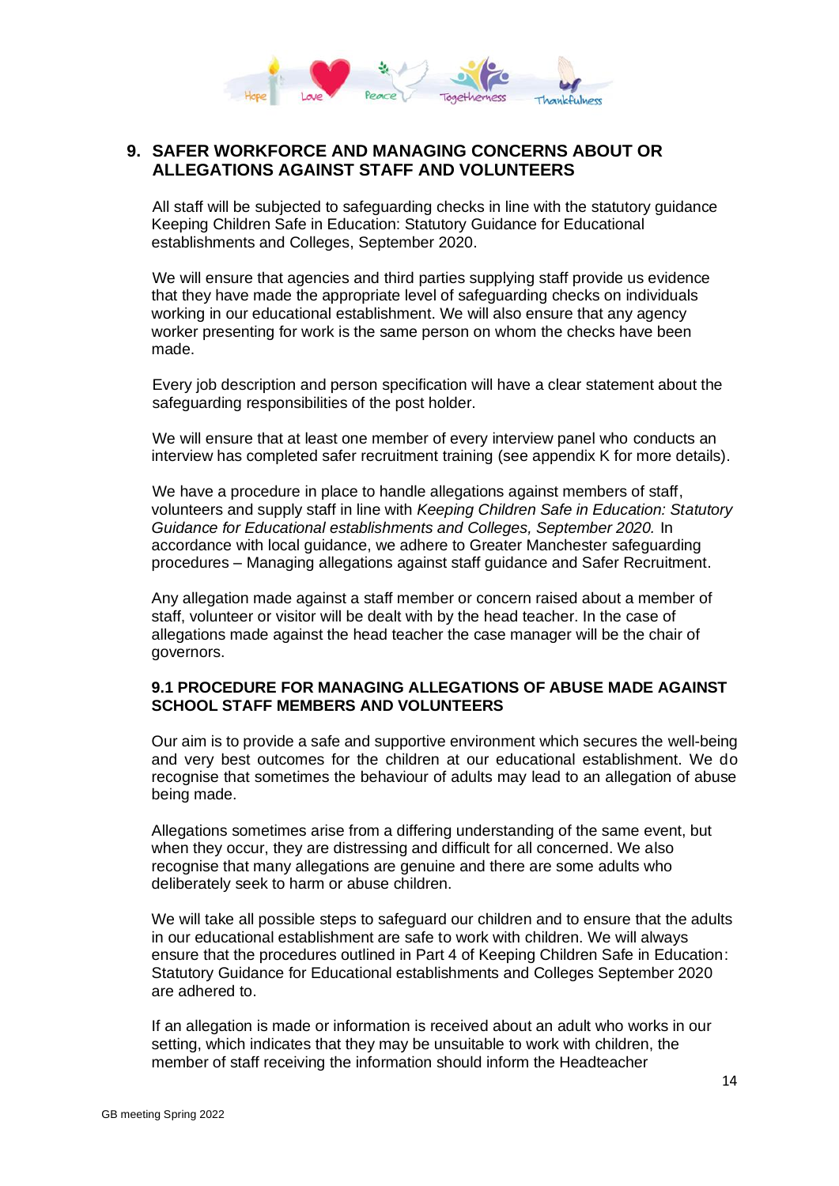## 9. SAFER WORKFORCE AND MANAGING CONCERNS ABOUT OR ALLEGATIONS AGAINST STAFF AND VOLUNTEERS

All staff will be subjected to safeguarding checks in line with the statutory guidance Keeping Children Safe in Education: Statutory Guidance for Educational establishments and Colleges, September 2020.

We will ensure that agencies and third parties supplying staff provide us evidence that they have made the appropriate level of safeguarding checks on individuals working in our educational establishment. We will also ensure that any agency worker presenting for work is the same person on whom the checks have been made.

Every job description and person specification will have a clear statement about the safeguarding responsibilities of the post holder.

We will ensure that at least one member of every interview panel who conducts an interview has completed safer recruitment training (see appendix K for more details).

We have a procedure in place to handle allegations against members of staff, volunteers and supply staff in line with *Keeping Children Safe in Education: Statutory Guidance for Educational establishments and Colleges, September 2020.* In accordance with local guidance, we adhere to Greater Manchester safeguarding procedures – Managing allegations against staff guidance and Safer Recruitment.

Any allegation made against a staff member or concern raised about a member of staff, volunteer or visitor will be dealt with by the head teacher. In the case of allegations made against the head teacher the case manager will be the chair of governors.

### 9.1 PROCEDURE FOR MANAGING ALLEGATIONS OF ABUSE MADE AGAINST SCHOOL STAFF MEMBERS AND VOLUNTEERS

Our aim is to provide a safe and supportive environment which secures the well-being and very best outcomes for the children at our educational establishment. We do recognise that sometimes the behaviour of adults may lead to an allegation of abuse being made.

Allegations sometimes arise from a differing understanding of the same event, but when they occur, they are distressing and difficult for all concerned. We also recognise that many allegations are genuine and there are some adults who deliberately seek to harm or abuse children.

We will take all possible steps to safeguard our children and to ensure that the adults in our educational establishment are safe to work with children. We will always ensure that the procedures outlined in Part 4 of Keeping Children Safe in Education: Statutory Guidance for Educational establishments and Colleges September 2020 are adhered to.

If an allegation is made or information is received about an adult who works in our setting, which indicates that they may be unsuitable to work with children, the member of staff receiving the information should inform the Headteacher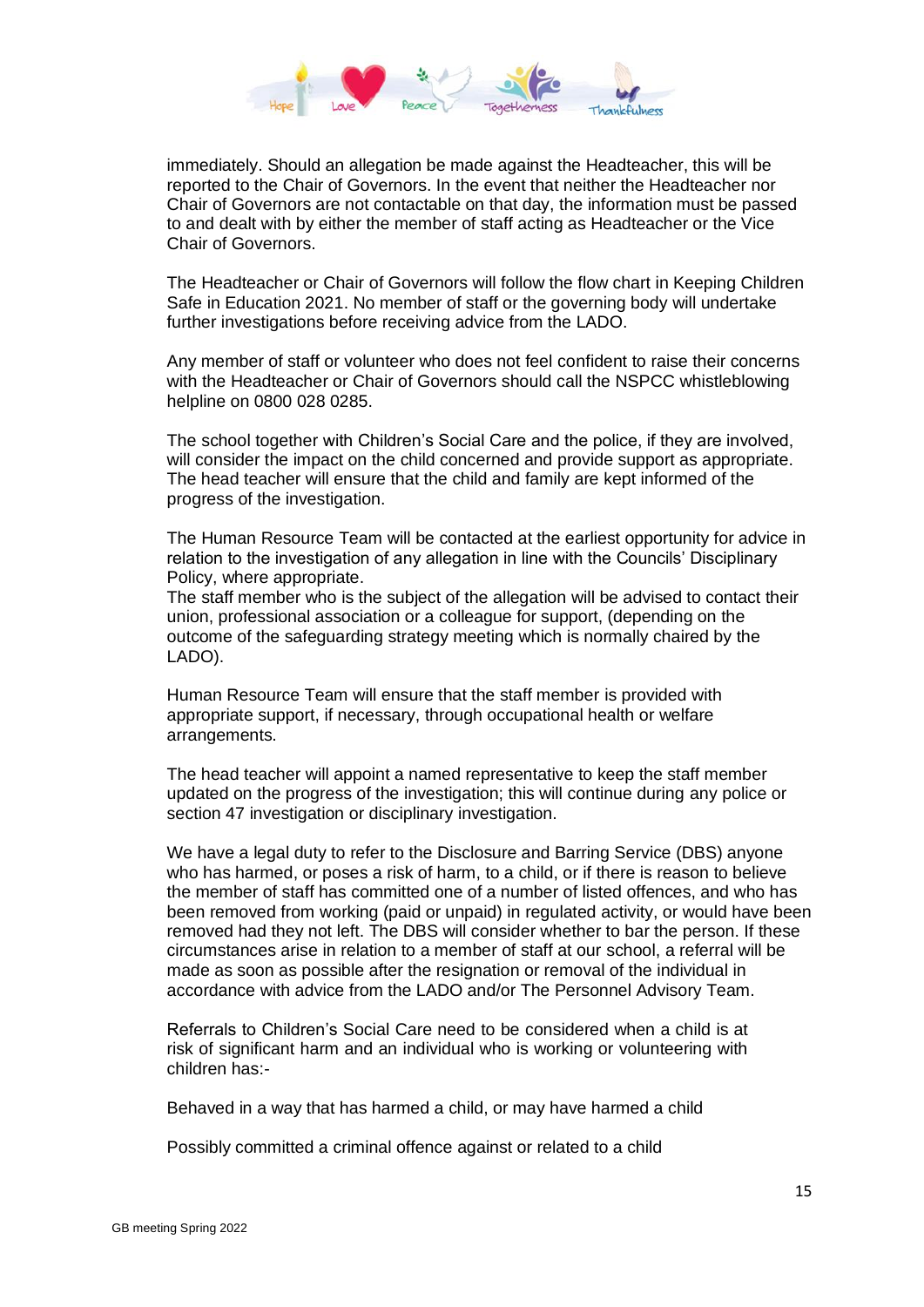immediately. Should an allegation be made against the Headteacher, this will be reported to the Chair of Governors. In the event that neither the Headteacher nor Chair of Governors are not contactable on that day, the information must be passed to and dealt with by either the member of staff acting as Headteacher or the Vice Chair of Governors.

The Headteacher or Chair of Governors will follow the flow chart in Keeping Children Safe in Education 2021. No member of staff or the governing body will undertake further investigations before receiving advice from the LADO.

Any member of staff or volunteer who does not feel confident to raise their concerns with the Headteacher or Chair of Governors should call the NSPCC whistleblowing helpline on 0800 028 0285.

The school together with Children's Social Care and the police, if they are involved, will consider the impact on the child concerned and provide support as appropriate. The head teacher will ensure that the child and family are kept informed of the progress of the investigation.

The Human Resource Team will be contacted at the earliest opportunity for advice in relation to the investigation of any allegation in line with the Councils' Disciplinary Policy, where appropriate.
The staff member who is the subject of the allegation will be advised to contact their union, professional association or a colleague for support, (depending on the outcome of the safeguarding strategy meeting which is normally chaired by the LADO).

Human Resource Team will ensure that the staff member is provided with appropriate support, if necessary, through occupational health or welfare arrangements.

The head teacher will appoint a named representative to keep the staff member updated on the progress of the investigation; this will continue during any police or section 47 investigation or disciplinary investigation.

We have a legal duty to refer to the Disclosure and Barring Service (DBS) anyone who has harmed, or poses a risk of harm, to a child, or if there is reason to believe the member of staff has committed one of a number of listed offences, and who has been removed from working (paid or unpaid) in regulated activity, or would have been removed had they not left. The DBS will consider whether to bar the person. If these circumstances arise in relation to a member of staff at our school, a referral will be made as soon as possible after the resignation or removal of the individual in accordance with advice from the LADO and/or The Personnel Advisory Team.

Referrals to Children's Social Care need to be considered when a child is at risk of significant harm and an individual who is working or volunteering with children has:-

Behaved in a way that has harmed a child, or may have harmed a child

Possibly committed a criminal offence against or related to a child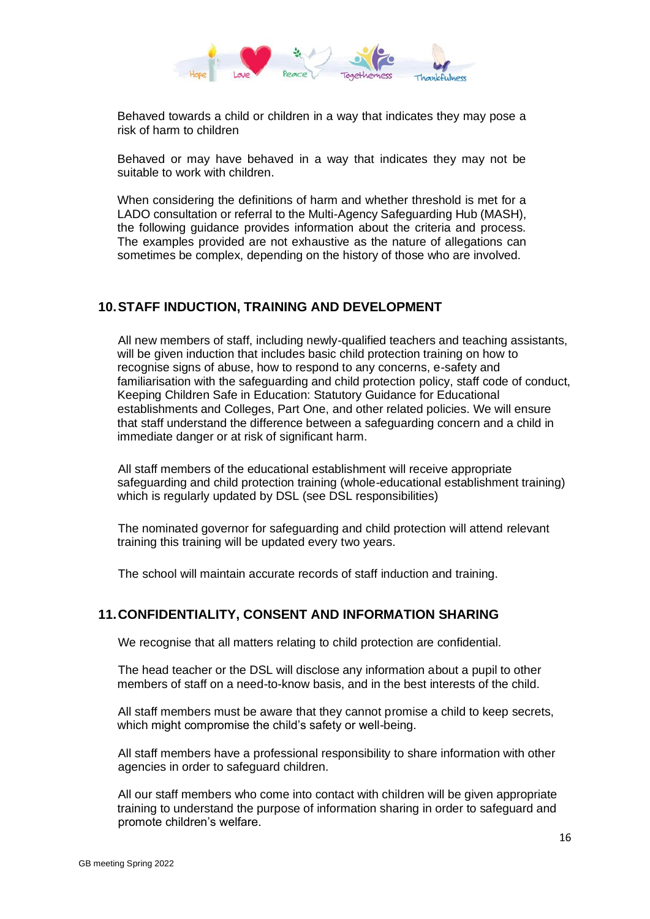Behaved towards a child or children in a way that indicates they may pose a risk of harm to children

Behaved or may have behaved in a way that indicates they may not be suitable to work with children.

When considering the definitions of harm and whether threshold is met for a LADO consultation or referral to the Multi-Agency Safeguarding Hub (MASH), the following guidance provides information about the criteria and process. The examples provided are not exhaustive as the nature of allegations can sometimes be complex, depending on the history of those who are involved.

## 10. STAFF INDUCTION, TRAINING AND DEVELOPMENT

All new members of staff, including newly-qualified teachers and teaching assistants, will be given induction that includes basic child protection training on how to recognise signs of abuse, how to respond to any concerns, e-safety and familiarisation with the safeguarding and child protection policy, staff code of conduct, Keeping Children Safe in Education: Statutory Guidance for Educational establishments and Colleges, Part One, and other related policies. We will ensure that staff understand the difference between a safeguarding concern and a child in immediate danger or at risk of significant harm.

All staff members of the educational establishment will receive appropriate safeguarding and child protection training (whole-educational establishment training) which is regularly updated by DSL (see DSL responsibilities)

The nominated governor for safeguarding and child protection will attend relevant training this training will be updated every two years.

The school will maintain accurate records of staff induction and training.

## 11. CONFIDENTIALITY, CONSENT AND INFORMATION SHARING

We recognise that all matters relating to child protection are confidential.

The head teacher or the DSL will disclose any information about a pupil to other members of staff on a need-to-know basis, and in the best interests of the child.

All staff members must be aware that they cannot promise a child to keep secrets, which might compromise the child's safety or well-being.

All staff members have a professional responsibility to share information with other agencies in order to safeguard children.

All our staff members who come into contact with children will be given appropriate training to understand the purpose of information sharing in order to safeguard and promote children's welfare.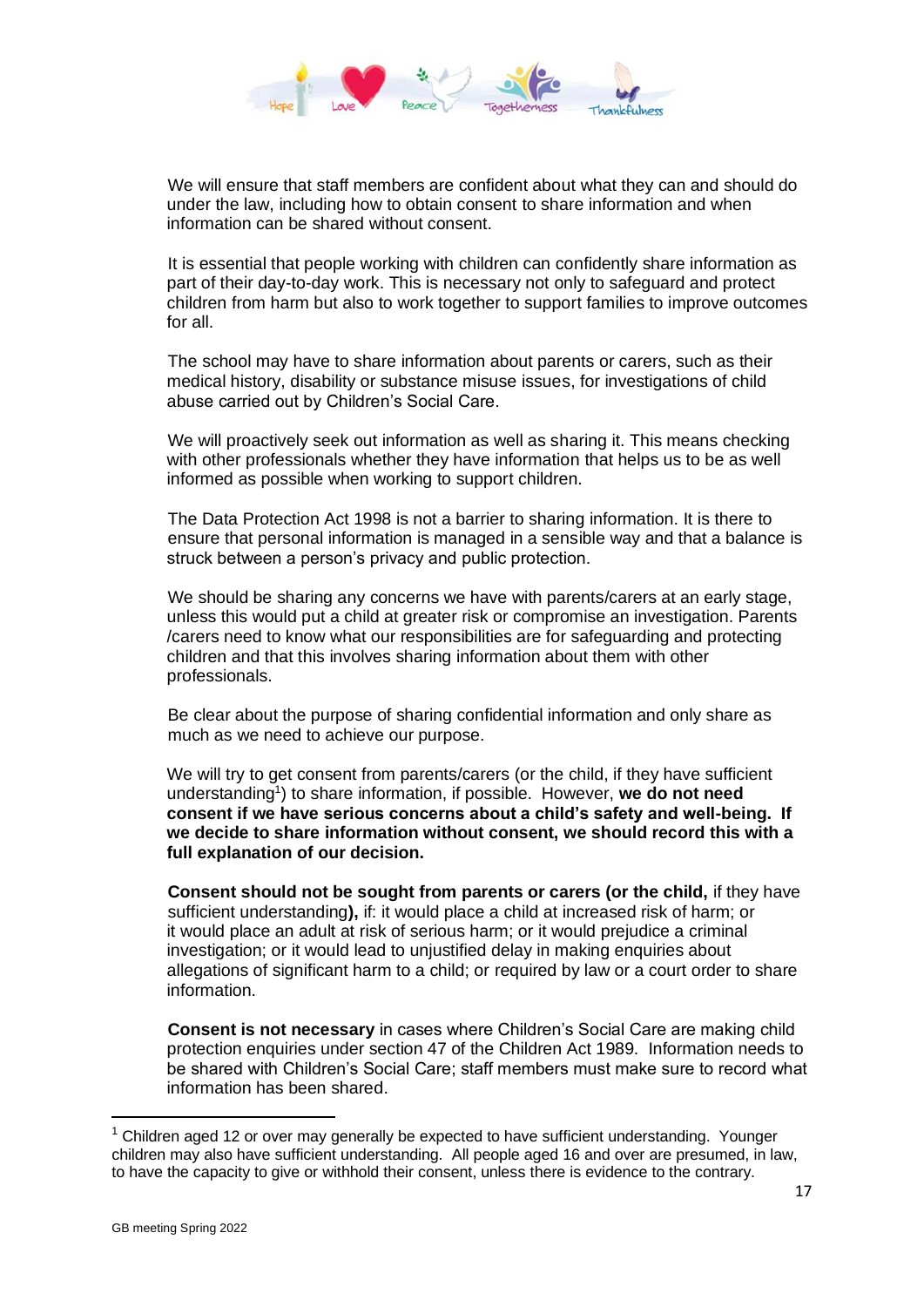We will ensure that staff members are confident about what they can and should do under the law, including how to obtain consent to share information and when information can be shared without consent.

It is essential that people working with children can confidently share information as part of their day-to-day work. This is necessary not only to safeguard and protect children from harm but also to work together to support families to improve outcomes for all.

The school may have to share information about parents or carers, such as their medical history, disability or substance misuse issues, for investigations of child abuse carried out by Children's Social Care.

We will proactively seek out information as well as sharing it. This means checking with other professionals whether they have information that helps us to be as well informed as possible when working to support children.

The Data Protection Act 1998 is not a barrier to sharing information. It is there to ensure that personal information is managed in a sensible way and that a balance is struck between a person's privacy and public protection.

We should be sharing any concerns we have with parents/carers at an early stage, unless this would put a child at greater risk or compromise an investigation. Parents /carers need to know what our responsibilities are for safeguarding and protecting children and that this involves sharing information about them with other professionals.

Be clear about the purpose of sharing confidential information and only share as much as we need to achieve our purpose.

We will try to get consent from parents/carers (or the child, if they have sufficient understanding[1]) to share information, if possible. However, **we do not need consent if we have serious concerns about a child's safety and well-being. If we decide to share information without consent, we should record this with a full explanation of our decision.**

**Consent should not be sought from parents or carers (or the child,** if they have sufficient understanding**),** if: it would place a child at increased risk of harm; or it would place an adult at risk of serious harm; or it would prejudice a criminal investigation; or it would lead to unjustified delay in making enquiries about allegations of significant harm to a child; or required by law or a court order to share information.

**Consent is not necessary** in cases where Children's Social Care are making child protection enquiries under section 47 of the Children Act 1989. Information needs to be shared with Children's Social Care; staff members must make sure to record what information has been shared.

---

[1] Children aged 12 or over may generally be expected to have sufficient understanding. Younger children may also have sufficient understanding. All people aged 16 and over are presumed, in law, to have the capacity to give or withhold their consent, unless there is evidence to the contrary.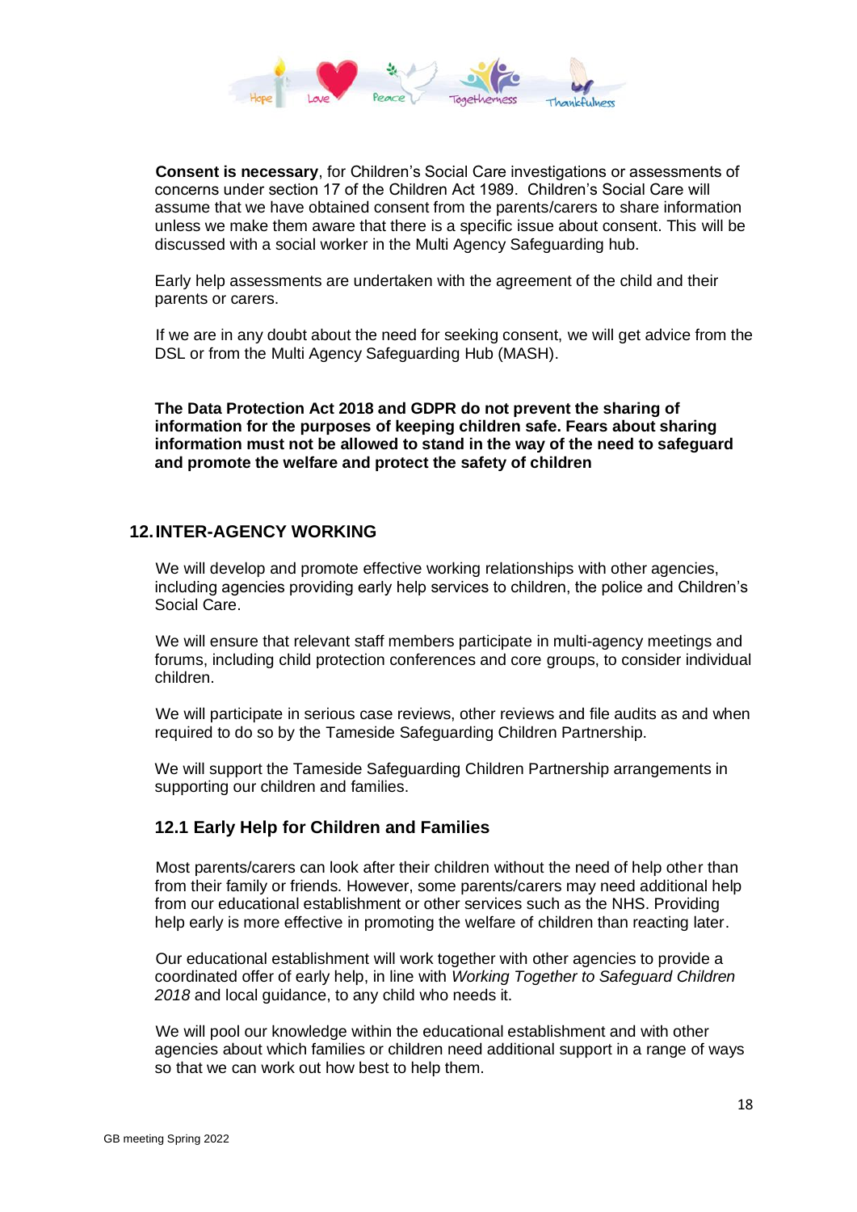**Consent is necessary**, for Children's Social Care investigations or assessments of concerns under section 17 of the Children Act 1989. Children's Social Care will assume that we have obtained consent from the parents/carers to share information unless we make them aware that there is a specific issue about consent. This will be discussed with a social worker in the Multi Agency Safeguarding hub.

Early help assessments are undertaken with the agreement of the child and their parents or carers.

If we are in any doubt about the need for seeking consent, we will get advice from the DSL or from the Multi Agency Safeguarding Hub (MASH).

**The Data Protection Act 2018 and GDPR do not prevent the sharing of information for the purposes of keeping children safe. Fears about sharing information must not be allowed to stand in the way of the need to safeguard and promote the welfare and protect the safety of children**

## 12. INTER-AGENCY WORKING

We will develop and promote effective working relationships with other agencies, including agencies providing early help services to children, the police and Children's Social Care.

We will ensure that relevant staff members participate in multi-agency meetings and forums, including child protection conferences and core groups, to consider individual children.

We will participate in serious case reviews, other reviews and file audits as and when required to do so by the Tameside Safeguarding Children Partnership.

We will support the Tameside Safeguarding Children Partnership arrangements in supporting our children and families.

### 12.1 Early Help for Children and Families

Most parents/carers can look after their children without the need of help other than from their family or friends. However, some parents/carers may need additional help from our educational establishment or other services such as the NHS. Providing help early is more effective in promoting the welfare of children than reacting later.

Our educational establishment will work together with other agencies to provide a coordinated offer of early help, in line with *Working Together to Safeguard Children 2018* and local guidance, to any child who needs it.

We will pool our knowledge within the educational establishment and with other agencies about which families or children need additional support in a range of ways so that we can work out how best to help them.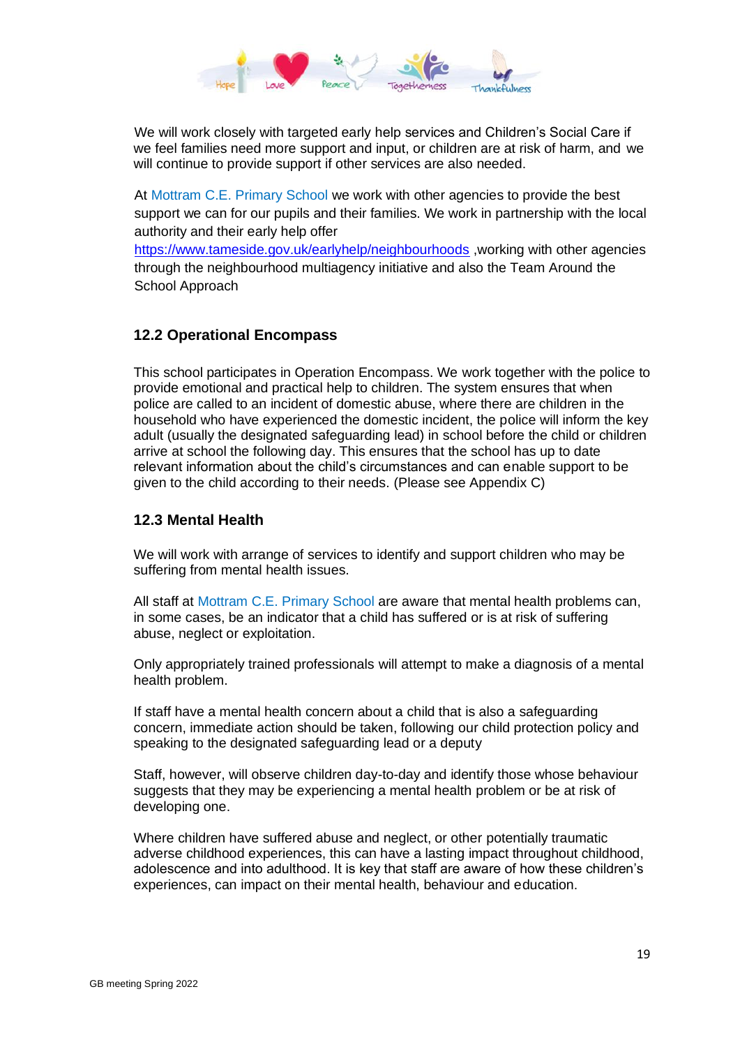We will work closely with targeted early help services and Children's Social Care if we feel families need more support and input, or children are at risk of harm, and we will continue to provide support if other services are also needed.

At Mottram C.E. Primary School we work with other agencies to provide the best support we can for our pupils and their families. We work in partnership with the local authority and their early help offer https://www.tameside.gov.uk/earlyhelp/neighbourhoods ,working with other agencies through the neighbourhood multiagency initiative and also the Team Around the School Approach

### 12.2 Operational Encompass

This school participates in Operation Encompass. We work together with the police to provide emotional and practical help to children. The system ensures that when police are called to an incident of domestic abuse, where there are children in the household who have experienced the domestic incident, the police will inform the key adult (usually the designated safeguarding lead) in school before the child or children arrive at school the following day. This ensures that the school has up to date relevant information about the child's circumstances and can enable support to be given to the child according to their needs. (Please see Appendix C)

### 12.3 Mental Health

We will work with arrange of services to identify and support children who may be suffering from mental health issues.

All staff at Mottram C.E. Primary School are aware that mental health problems can, in some cases, be an indicator that a child has suffered or is at risk of suffering abuse, neglect or exploitation.

Only appropriately trained professionals will attempt to make a diagnosis of a mental health problem.

If staff have a mental health concern about a child that is also a safeguarding concern, immediate action should be taken, following our child protection policy and speaking to the designated safeguarding lead or a deputy

Staff, however, will observe children day-to-day and identify those whose behaviour suggests that they may be experiencing a mental health problem or be at risk of developing one.

Where children have suffered abuse and neglect, or other potentially traumatic adverse childhood experiences, this can have a lasting impact throughout childhood, adolescence and into adulthood. It is key that staff are aware of how these children's experiences, can impact on their mental health, behaviour and education.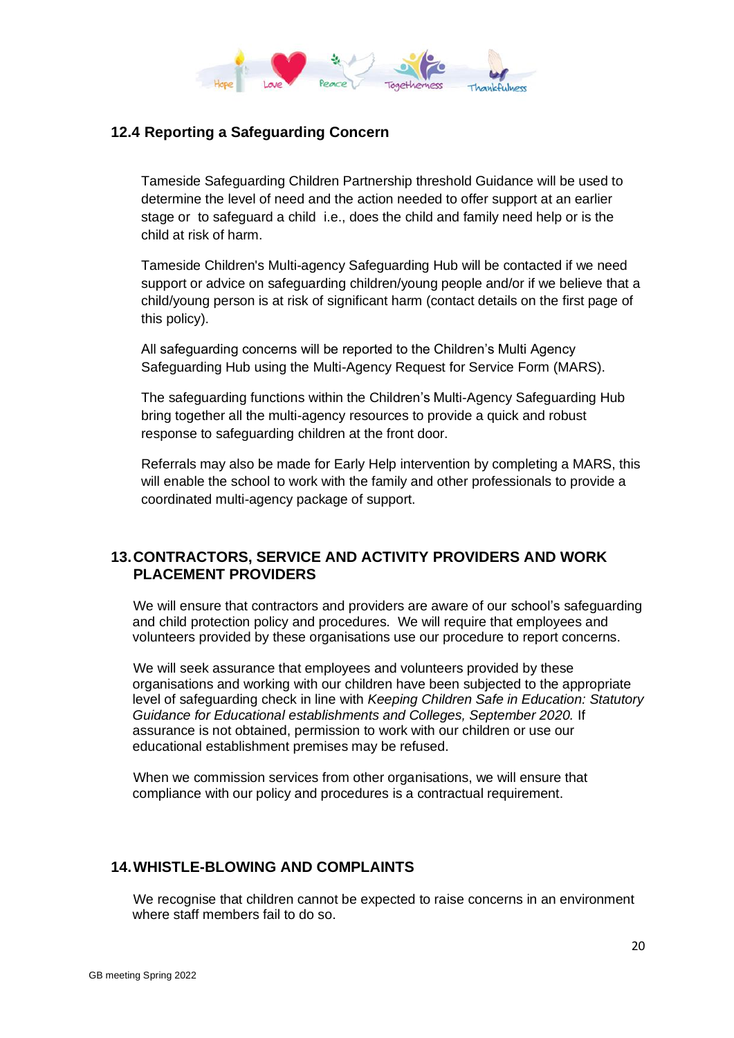### 12.4 Reporting a Safeguarding Concern

Tameside Safeguarding Children Partnership threshold Guidance will be used to determine the level of need and the action needed to offer support at an earlier stage or to safeguard a child i.e., does the child and family need help or is the child at risk of harm.

Tameside Children's Multi-agency Safeguarding Hub will be contacted if we need support or advice on safeguarding children/young people and/or if we believe that a child/young person is at risk of significant harm (contact details on the first page of this policy).

All safeguarding concerns will be reported to the Children's Multi Agency Safeguarding Hub using the Multi-Agency Request for Service Form (MARS).

The safeguarding functions within the Children's Multi-Agency Safeguarding Hub bring together all the multi-agency resources to provide a quick and robust response to safeguarding children at the front door.

Referrals may also be made for Early Help intervention by completing a MARS, this will enable the school to work with the family and other professionals to provide a coordinated multi-agency package of support.

## 13. CONTRACTORS, SERVICE AND ACTIVITY PROVIDERS AND WORK PLACEMENT PROVIDERS

We will ensure that contractors and providers are aware of our school's safeguarding and child protection policy and procedures. We will require that employees and volunteers provided by these organisations use our procedure to report concerns.

We will seek assurance that employees and volunteers provided by these organisations and working with our children have been subjected to the appropriate level of safeguarding check in line with *Keeping Children Safe in Education: Statutory Guidance for Educational establishments and Colleges, September 2020.* If assurance is not obtained, permission to work with our children or use our educational establishment premises may be refused.

When we commission services from other organisations, we will ensure that compliance with our policy and procedures is a contractual requirement.

## 14. WHISTLE-BLOWING AND COMPLAINTS

We recognise that children cannot be expected to raise concerns in an environment where staff members fail to do so.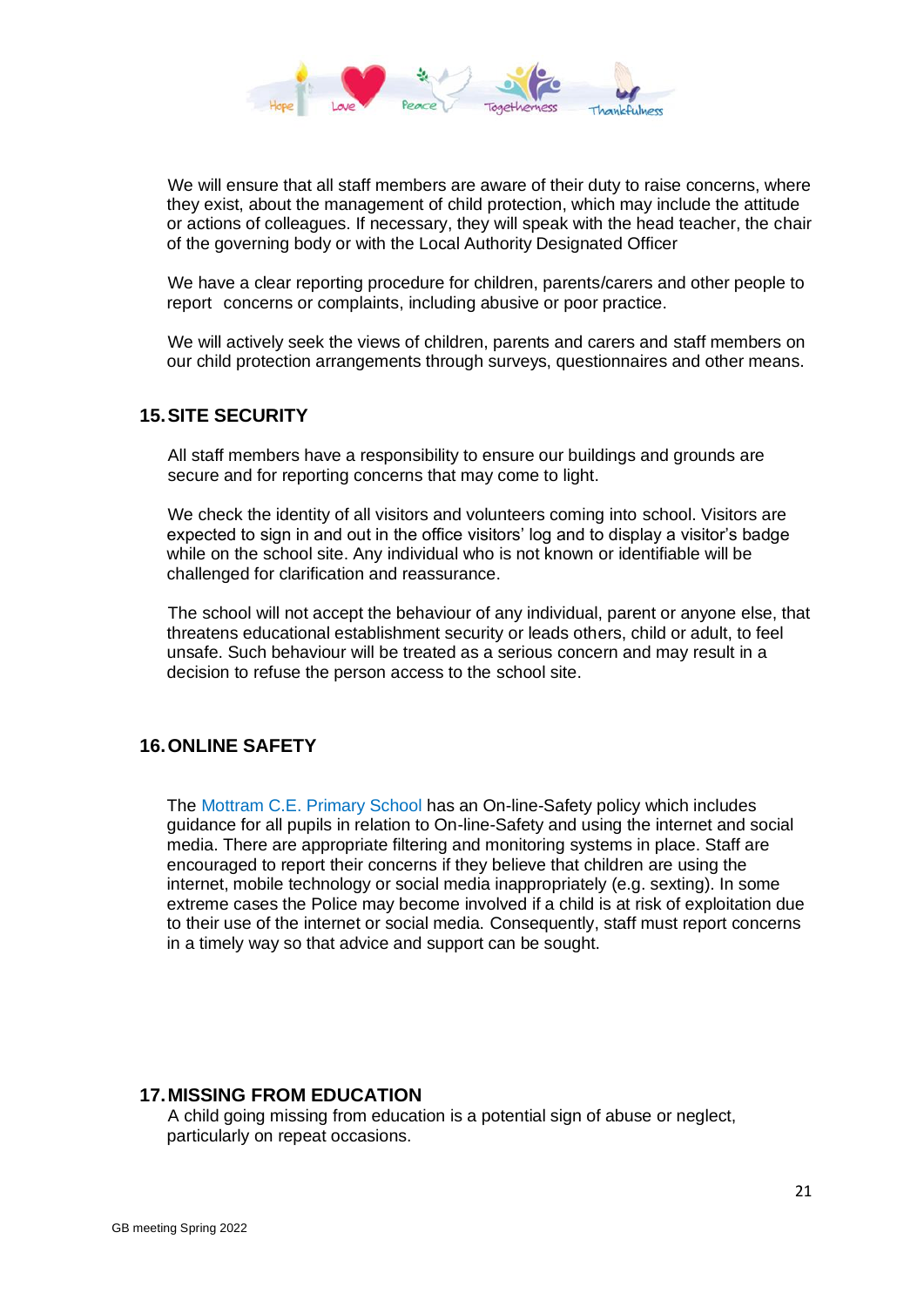We will ensure that all staff members are aware of their duty to raise concerns, where they exist, about the management of child protection, which may include the attitude or actions of colleagues. If necessary, they will speak with the head teacher, the chair of the governing body or with the Local Authority Designated Officer

We have a clear reporting procedure for children, parents/carers and other people to report concerns or complaints, including abusive or poor practice.

We will actively seek the views of children, parents and carers and staff members on our child protection arrangements through surveys, questionnaires and other means.

## 15. SITE SECURITY

All staff members have a responsibility to ensure our buildings and grounds are secure and for reporting concerns that may come to light.

We check the identity of all visitors and volunteers coming into school. Visitors are expected to sign in and out in the office visitors' log and to display a visitor's badge while on the school site. Any individual who is not known or identifiable will be challenged for clarification and reassurance.

The school will not accept the behaviour of any individual, parent or anyone else, that threatens educational establishment security or leads others, child or adult, to feel unsafe. Such behaviour will be treated as a serious concern and may result in a decision to refuse the person access to the school site.

## 16. ONLINE SAFETY

The Mottram C.E. Primary School has an On-line-Safety policy which includes guidance for all pupils in relation to On-line-Safety and using the internet and social media. There are appropriate filtering and monitoring systems in place. Staff are encouraged to report their concerns if they believe that children are using the internet, mobile technology or social media inappropriately (e.g. sexting). In some extreme cases the Police may become involved if a child is at risk of exploitation due to their use of the internet or social media. Consequently, staff must report concerns in a timely way so that advice and support can be sought.

## 17. MISSING FROM EDUCATION

A child going missing from education is a potential sign of abuse or neglect, particularly on repeat occasions.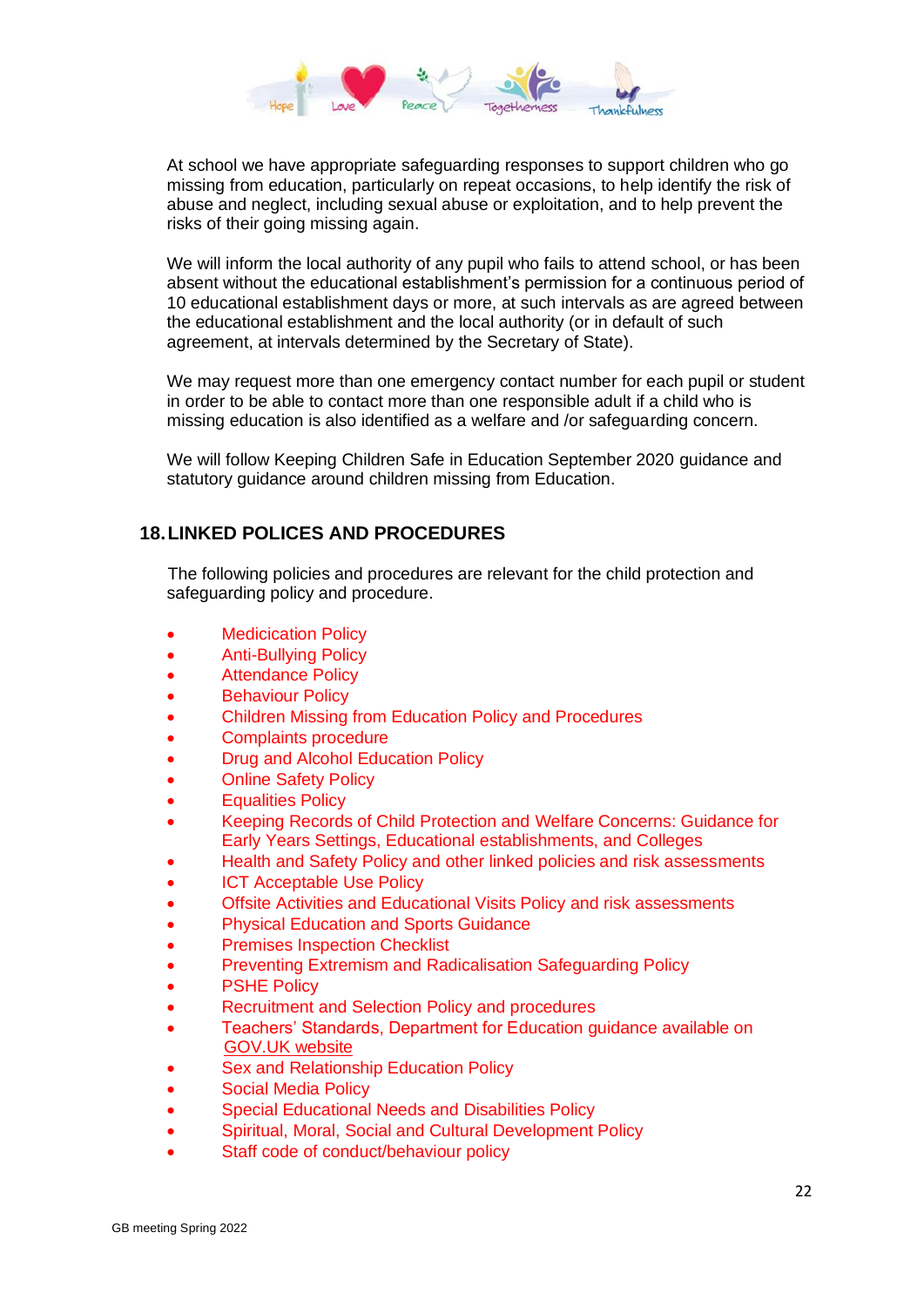At school we have appropriate safeguarding responses to support children who go missing from education, particularly on repeat occasions, to help identify the risk of abuse and neglect, including sexual abuse or exploitation, and to help prevent the risks of their going missing again.

We will inform the local authority of any pupil who fails to attend school, or has been absent without the educational establishment's permission for a continuous period of 10 educational establishment days or more, at such intervals as are agreed between the educational establishment and the local authority (or in default of such agreement, at intervals determined by the Secretary of State).

We may request more than one emergency contact number for each pupil or student in order to be able to contact more than one responsible adult if a child who is missing education is also identified as a welfare and /or safeguarding concern.

We will follow Keeping Children Safe in Education September 2020 guidance and statutory guidance around children missing from Education.

## 18. LINKED POLICES AND PROCEDURES

The following policies and procedures are relevant for the child protection and safeguarding policy and procedure.

- Medicication Policy
- Anti-Bullying Policy
- Attendance Policy
- Behaviour Policy
- Children Missing from Education Policy and Procedures
- Complaints procedure
- Drug and Alcohol Education Policy
- Online Safety Policy
- Equalities Policy
- Keeping Records of Child Protection and Welfare Concerns: Guidance for Early Years Settings, Educational establishments, and Colleges
- Health and Safety Policy and other linked policies and risk assessments
- ICT Acceptable Use Policy
- Offsite Activities and Educational Visits Policy and risk assessments
- Physical Education and Sports Guidance
- Premises Inspection Checklist
- Preventing Extremism and Radicalisation Safeguarding Policy
- PSHE Policy
- Recruitment and Selection Policy and procedures
- Teachers' Standards, Department for Education guidance available on GOV.UK website
- Sex and Relationship Education Policy
- Social Media Policy
- Special Educational Needs and Disabilities Policy
- Spiritual, Moral, Social and Cultural Development Policy
- Staff code of conduct/behaviour policy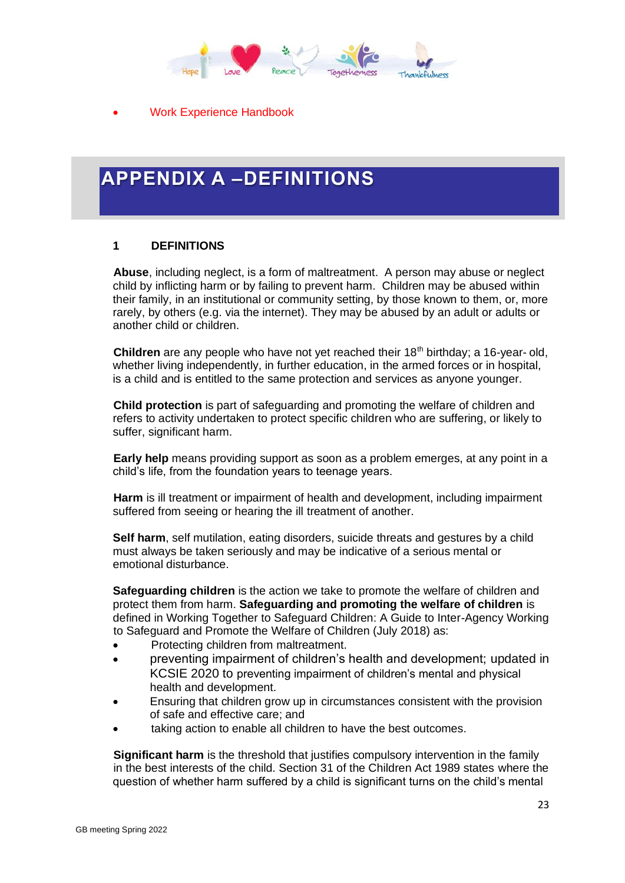- Work Experience Handbook

# APPENDIX A –DEFINITIONS

## 1 DEFINITIONS

**Abuse**, including neglect, is a form of maltreatment. A person may abuse or neglect child by inflicting harm or by failing to prevent harm. Children may be abused within their family, in an institutional or community setting, by those known to them, or, more rarely, by others (e.g. via the internet). They may be abused by an adult or adults or another child or children.

**Children** are any people who have not yet reached their 18th birthday; a 16-year- old, whether living independently, in further education, in the armed forces or in hospital, is a child and is entitled to the same protection and services as anyone younger.

**Child protection** is part of safeguarding and promoting the welfare of children and refers to activity undertaken to protect specific children who are suffering, or likely to suffer, significant harm.

**Early help** means providing support as soon as a problem emerges, at any point in a child's life, from the foundation years to teenage years.

**Harm** is ill treatment or impairment of health and development, including impairment suffered from seeing or hearing the ill treatment of another.

**Self harm**, self mutilation, eating disorders, suicide threats and gestures by a child must always be taken seriously and may be indicative of a serious mental or emotional disturbance.

**Safeguarding children** is the action we take to promote the welfare of children and protect them from harm. **Safeguarding and promoting the welfare of children** is defined in Working Together to Safeguard Children: A Guide to Inter-Agency Working to Safeguard and Promote the Welfare of Children (July 2018) as:

- Protecting children from maltreatment.
- preventing impairment of children's health and development; updated in KCSIE 2020 to preventing impairment of children's mental and physical health and development.
- Ensuring that children grow up in circumstances consistent with the provision of safe and effective care; and
- taking action to enable all children to have the best outcomes.

**Significant harm** is the threshold that justifies compulsory intervention in the family in the best interests of the child. Section 31 of the Children Act 1989 states where the question of whether harm suffered by a child is significant turns on the child's mental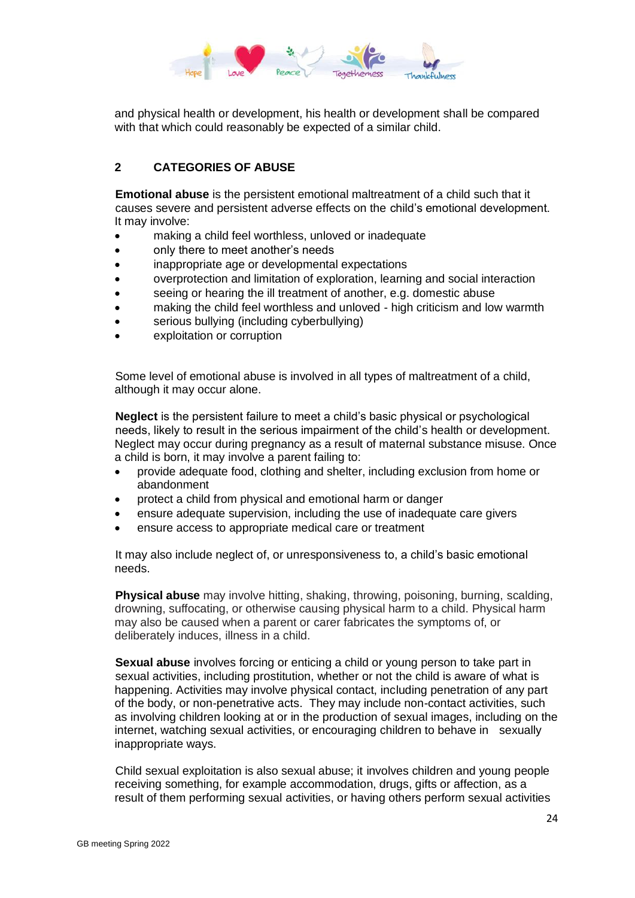and physical health or development, his health or development shall be compared with that which could reasonably be expected of a similar child.

## 2 CATEGORIES OF ABUSE

**Emotional abuse** is the persistent emotional maltreatment of a child such that it causes severe and persistent adverse effects on the child's emotional development. It may involve:

- making a child feel worthless, unloved or inadequate
- only there to meet another's needs
- inappropriate age or developmental expectations
- overprotection and limitation of exploration, learning and social interaction
- seeing or hearing the ill treatment of another, e.g. domestic abuse
- making the child feel worthless and unloved - high criticism and low warmth
- serious bullying (including cyberbullying)
- exploitation or corruption

Some level of emotional abuse is involved in all types of maltreatment of a child, although it may occur alone.

**Neglect** is the persistent failure to meet a child's basic physical or psychological needs, likely to result in the serious impairment of the child's health or development. Neglect may occur during pregnancy as a result of maternal substance misuse. Once a child is born, it may involve a parent failing to:

- provide adequate food, clothing and shelter, including exclusion from home or abandonment
- protect a child from physical and emotional harm or danger
- ensure adequate supervision, including the use of inadequate care givers
- ensure access to appropriate medical care or treatment

It may also include neglect of, or unresponsiveness to, a child's basic emotional needs.

**Physical abuse** may involve hitting, shaking, throwing, poisoning, burning, scalding, drowning, suffocating, or otherwise causing physical harm to a child. Physical harm may also be caused when a parent or carer fabricates the symptoms of, or deliberately induces, illness in a child.

**Sexual abuse** involves forcing or enticing a child or young person to take part in sexual activities, including prostitution, whether or not the child is aware of what is happening. Activities may involve physical contact, including penetration of any part of the body, or non-penetrative acts. They may include non-contact activities, such as involving children looking at or in the production of sexual images, including on the internet, watching sexual activities, or encouraging children to behave in sexually inappropriate ways.

Child sexual exploitation is also sexual abuse; it involves children and young people receiving something, for example accommodation, drugs, gifts or affection, as a result of them performing sexual activities, or having others perform sexual activities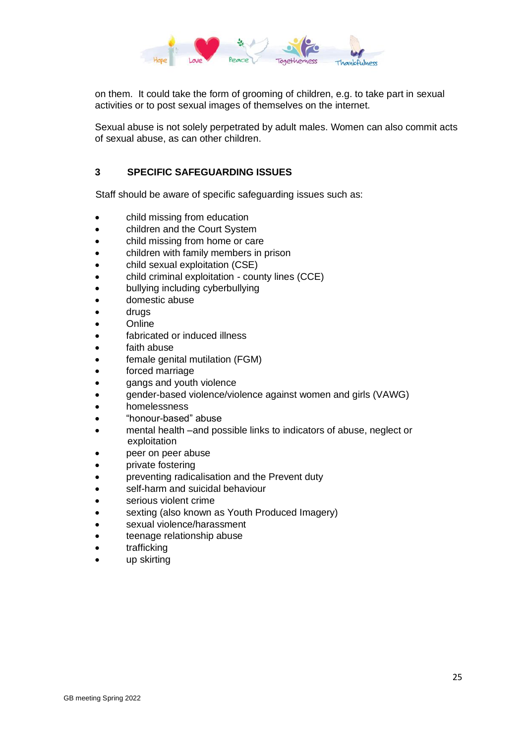on them. It could take the form of grooming of children, e.g. to take part in sexual activities or to post sexual images of themselves on the internet.

Sexual abuse is not solely perpetrated by adult males. Women can also commit acts of sexual abuse, as can other children.

## 3 SPECIFIC SAFEGUARDING ISSUES

Staff should be aware of specific safeguarding issues such as:

- child missing from education
- children and the Court System
- child missing from home or care
- children with family members in prison
- child sexual exploitation (CSE)
- child criminal exploitation - county lines (CCE)
- bullying including cyberbullying
- domestic abuse
- drugs
- Online
- fabricated or induced illness
- faith abuse
- female genital mutilation (FGM)
- forced marriage
- gangs and youth violence
- gender-based violence/violence against women and girls (VAWG)
- homelessness
- "honour-based" abuse
- mental health –and possible links to indicators of abuse, neglect or exploitation
- peer on peer abuse
- private fostering
- preventing radicalisation and the Prevent duty
- self-harm and suicidal behaviour
- serious violent crime
- sexting (also known as Youth Produced Imagery)
- sexual violence/harassment
- teenage relationship abuse
- trafficking
- up skirting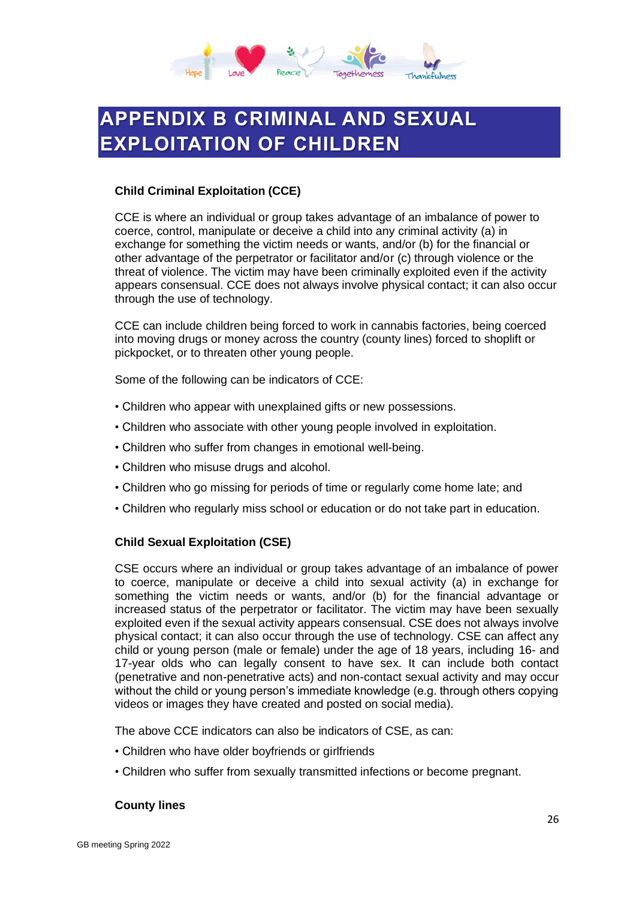# APPENDIX B CRIMINAL AND SEXUAL EXPLOITATION OF CHILDREN

**Child Criminal Exploitation (CCE)**

CCE is where an individual or group takes advantage of an imbalance of power to coerce, control, manipulate or deceive a child into any criminal activity (a) in exchange for something the victim needs or wants, and/or (b) for the financial or other advantage of the perpetrator or facilitator and/or (c) through violence or the threat of violence. The victim may have been criminally exploited even if the activity appears consensual. CCE does not always involve physical contact; it can also occur through the use of technology.

CCE can include children being forced to work in cannabis factories, being coerced into moving drugs or money across the country (county lines) forced to shoplift or pickpocket, or to threaten other young people.

Some of the following can be indicators of CCE:

- Children who appear with unexplained gifts or new possessions.
- Children who associate with other young people involved in exploitation.
- Children who suffer from changes in emotional well-being.
- Children who misuse drugs and alcohol.
- Children who go missing for periods of time or regularly come home late; and
- Children who regularly miss school or education or do not take part in education.

**Child Sexual Exploitation (CSE)**

CSE occurs where an individual or group takes advantage of an imbalance of power to coerce, manipulate or deceive a child into sexual activity (a) in exchange for something the victim needs or wants, and/or (b) for the financial advantage or increased status of the perpetrator or facilitator. The victim may have been sexually exploited even if the sexual activity appears consensual. CSE does not always involve physical contact; it can also occur through the use of technology. CSE can affect any child or young person (male or female) under the age of 18 years, including 16- and 17-year olds who can legally consent to have sex. It can include both contact (penetrative and non-penetrative acts) and non-contact sexual activity and may occur without the child or young person's immediate knowledge (e.g. through others copying videos or images they have created and posted on social media).

The above CCE indicators can also be indicators of CSE, as can:

- Children who have older boyfriends or girlfriends
- Children who suffer from sexually transmitted infections or become pregnant.

**County lines**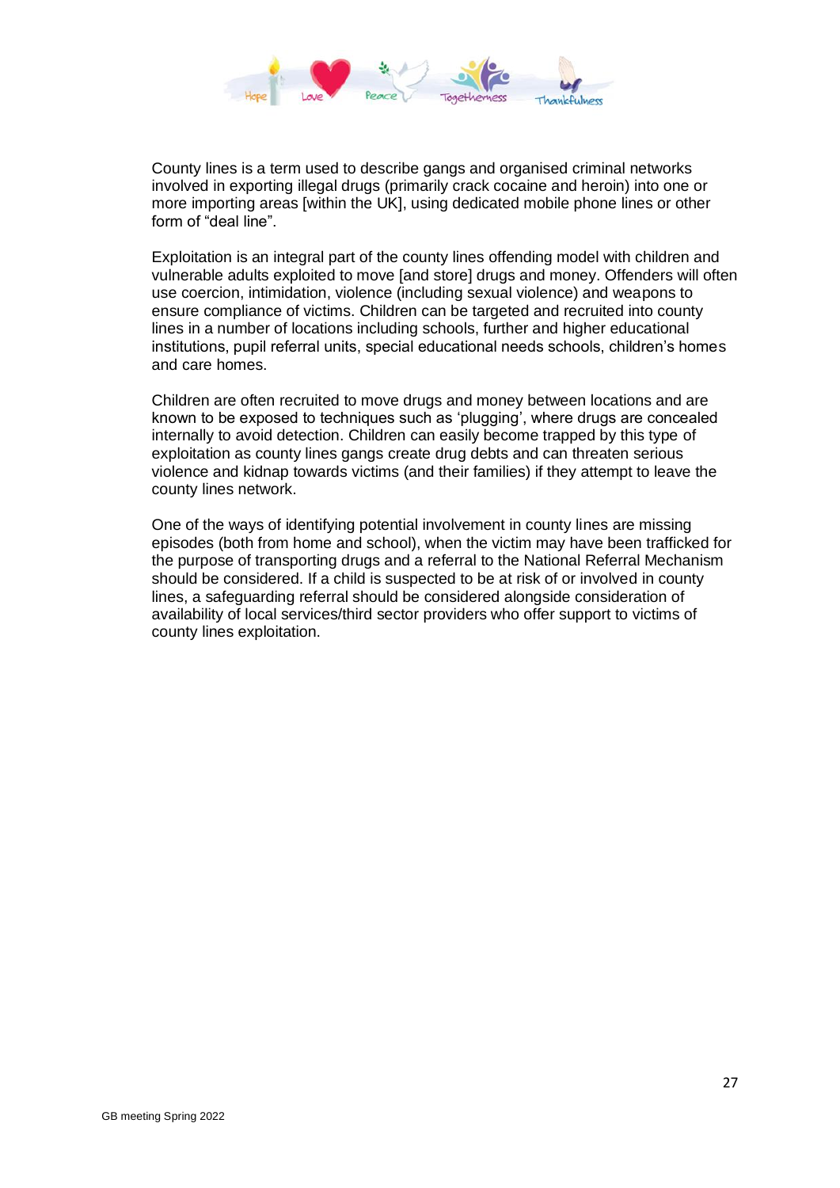County lines is a term used to describe gangs and organised criminal networks involved in exporting illegal drugs (primarily crack cocaine and heroin) into one or more importing areas [within the UK], using dedicated mobile phone lines or other form of "deal line".

Exploitation is an integral part of the county lines offending model with children and vulnerable adults exploited to move [and store] drugs and money. Offenders will often use coercion, intimidation, violence (including sexual violence) and weapons to ensure compliance of victims. Children can be targeted and recruited into county lines in a number of locations including schools, further and higher educational institutions, pupil referral units, special educational needs schools, children's homes and care homes.

Children are often recruited to move drugs and money between locations and are known to be exposed to techniques such as 'plugging', where drugs are concealed internally to avoid detection. Children can easily become trapped by this type of exploitation as county lines gangs create drug debts and can threaten serious violence and kidnap towards victims (and their families) if they attempt to leave the county lines network.

One of the ways of identifying potential involvement in county lines are missing episodes (both from home and school), when the victim may have been trafficked for the purpose of transporting drugs and a referral to the National Referral Mechanism should be considered. If a child is suspected to be at risk of or involved in county lines, a safeguarding referral should be considered alongside consideration of availability of local services/third sector providers who offer support to victims of county lines exploitation.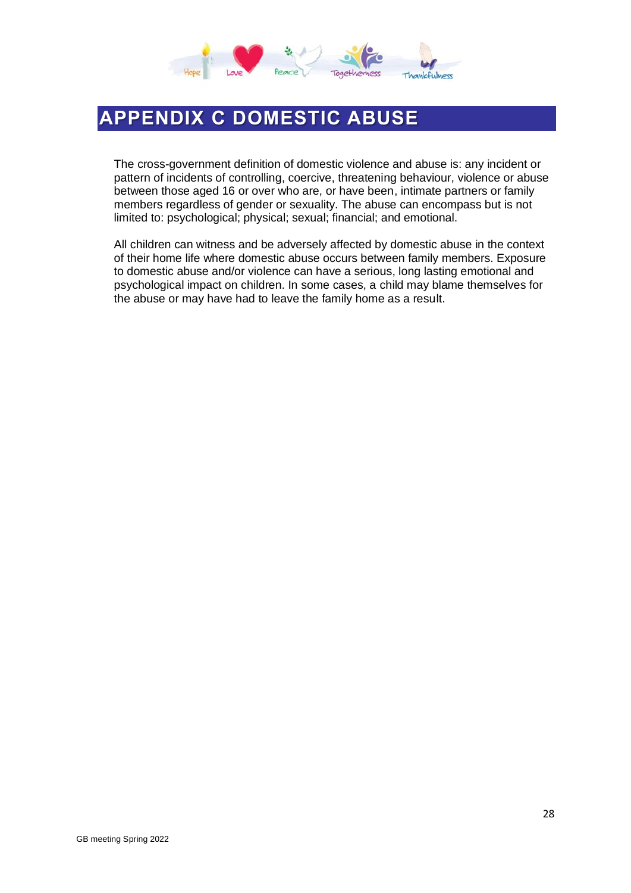# APPENDIX C DOMESTIC ABUSE

The cross-government definition of domestic violence and abuse is: any incident or pattern of incidents of controlling, coercive, threatening behaviour, violence or abuse between those aged 16 or over who are, or have been, intimate partners or family members regardless of gender or sexuality. The abuse can encompass but is not limited to: psychological; physical; sexual; financial; and emotional.

All children can witness and be adversely affected by domestic abuse in the context of their home life where domestic abuse occurs between family members. Exposure to domestic abuse and/or violence can have a serious, long lasting emotional and psychological impact on children. In some cases, a child may blame themselves for the abuse or may have had to leave the family home as a result.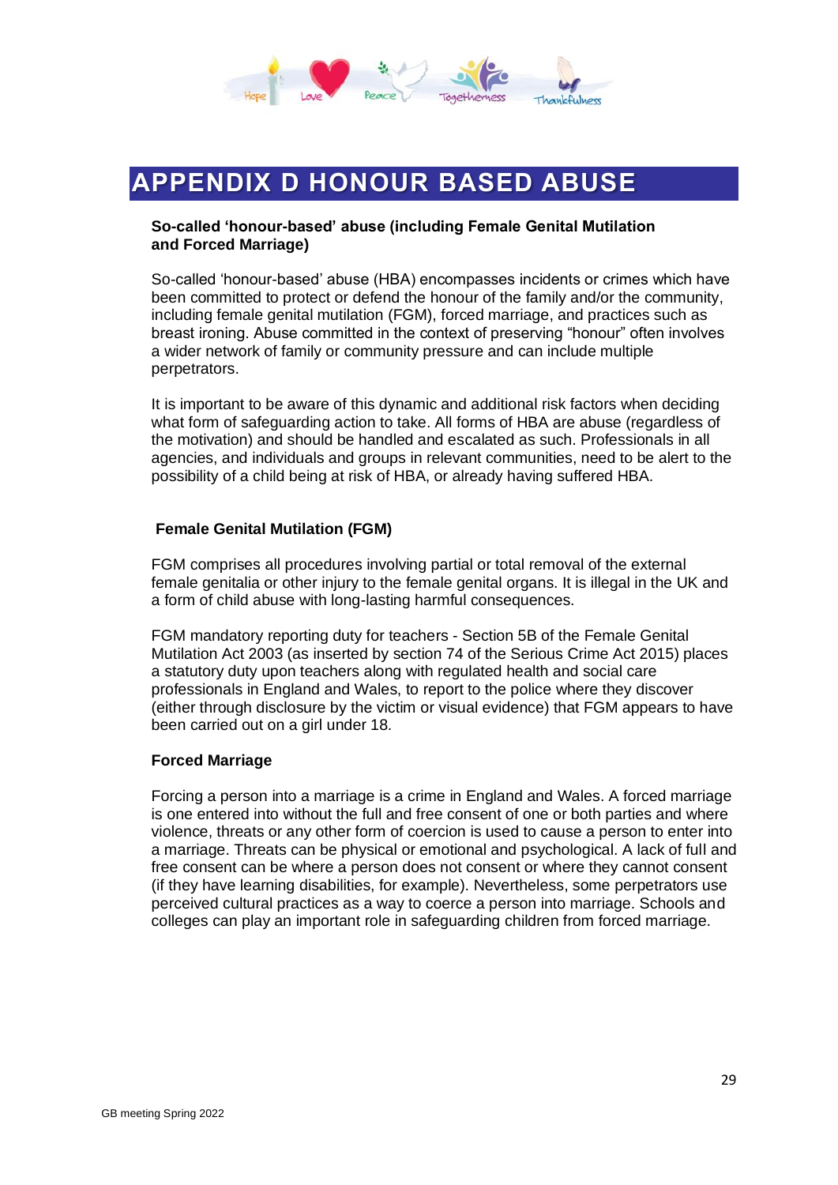# APPENDIX D HONOUR BASED ABUSE

**So-called 'honour-based' abuse (including Female Genital Mutilation and Forced Marriage)**

So-called 'honour-based' abuse (HBA) encompasses incidents or crimes which have been committed to protect or defend the honour of the family and/or the community, including female genital mutilation (FGM), forced marriage, and practices such as breast ironing. Abuse committed in the context of preserving "honour" often involves a wider network of family or community pressure and can include multiple perpetrators.

It is important to be aware of this dynamic and additional risk factors when deciding what form of safeguarding action to take. All forms of HBA are abuse (regardless of the motivation) and should be handled and escalated as such. Professionals in all agencies, and individuals and groups in relevant communities, need to be alert to the possibility of a child being at risk of HBA, or already having suffered HBA.

**Female Genital Mutilation (FGM)**

FGM comprises all procedures involving partial or total removal of the external female genitalia or other injury to the female genital organs. It is illegal in the UK and a form of child abuse with long-lasting harmful consequences.

FGM mandatory reporting duty for teachers - Section 5B of the Female Genital Mutilation Act 2003 (as inserted by section 74 of the Serious Crime Act 2015) places a statutory duty upon teachers along with regulated health and social care professionals in England and Wales, to report to the police where they discover (either through disclosure by the victim or visual evidence) that FGM appears to have been carried out on a girl under 18.

**Forced Marriage**

Forcing a person into a marriage is a crime in England and Wales. A forced marriage is one entered into without the full and free consent of one or both parties and where violence, threats or any other form of coercion is used to cause a person to enter into a marriage. Threats can be physical or emotional and psychological. A lack of full and free consent can be where a person does not consent or where they cannot consent (if they have learning disabilities, for example). Nevertheless, some perpetrators use perceived cultural practices as a way to coerce a person into marriage. Schools and colleges can play an important role in safeguarding children from forced marriage.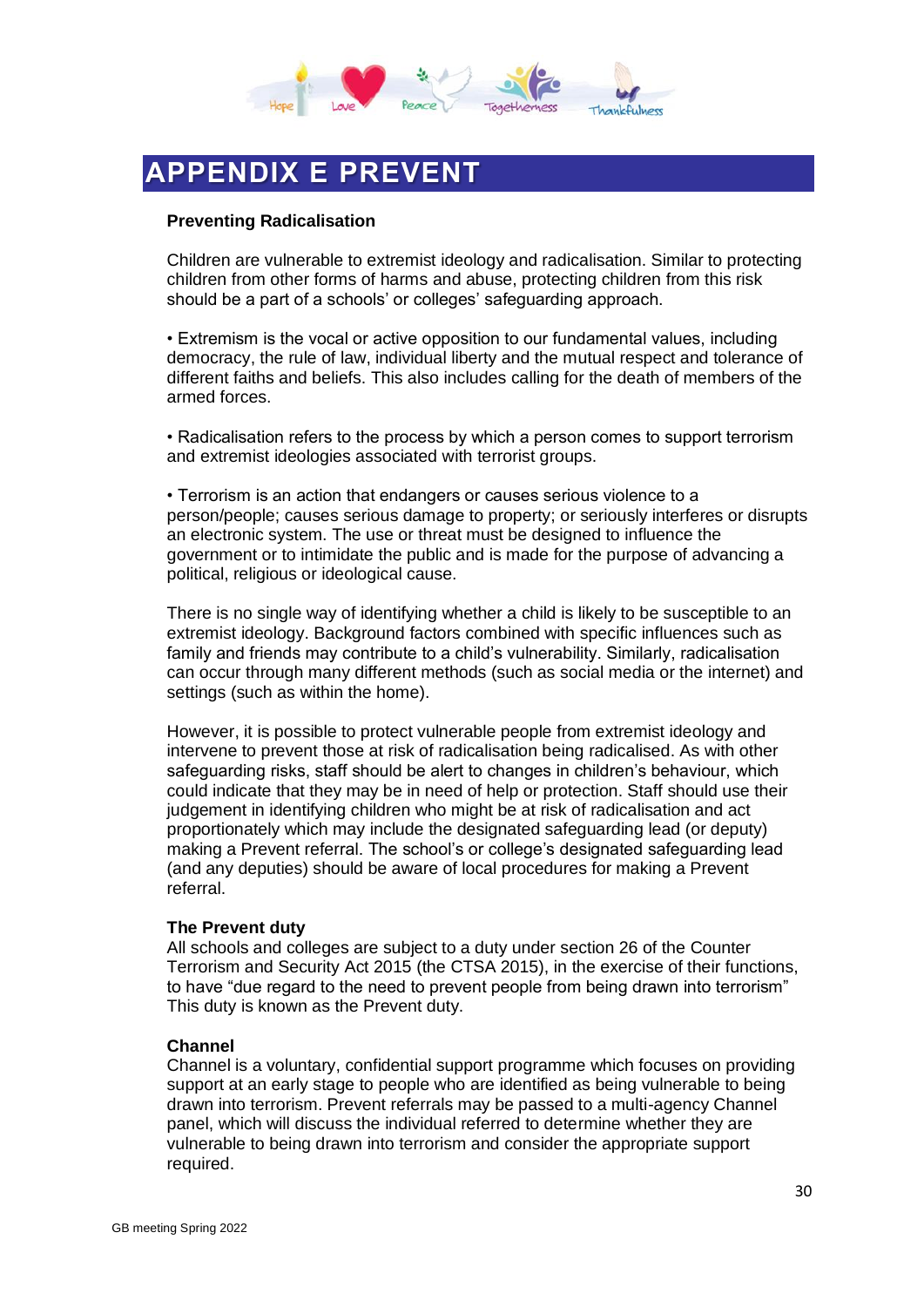# APPENDIX E PREVENT

**Preventing Radicalisation**

Children are vulnerable to extremist ideology and radicalisation. Similar to protecting children from other forms of harms and abuse, protecting children from this risk should be a part of a schools' or colleges' safeguarding approach.

• Extremism is the vocal or active opposition to our fundamental values, including democracy, the rule of law, individual liberty and the mutual respect and tolerance of different faiths and beliefs. This also includes calling for the death of members of the armed forces.

• Radicalisation refers to the process by which a person comes to support terrorism and extremist ideologies associated with terrorist groups.

• Terrorism is an action that endangers or causes serious violence to a person/people; causes serious damage to property; or seriously interferes or disrupts an electronic system. The use or threat must be designed to influence the government or to intimidate the public and is made for the purpose of advancing a political, religious or ideological cause.

There is no single way of identifying whether a child is likely to be susceptible to an extremist ideology. Background factors combined with specific influences such as family and friends may contribute to a child's vulnerability. Similarly, radicalisation can occur through many different methods (such as social media or the internet) and settings (such as within the home).

However, it is possible to protect vulnerable people from extremist ideology and intervene to prevent those at risk of radicalisation being radicalised. As with other safeguarding risks, staff should be alert to changes in children's behaviour, which could indicate that they may be in need of help or protection. Staff should use their judgement in identifying children who might be at risk of radicalisation and act proportionately which may include the designated safeguarding lead (or deputy) making a Prevent referral. The school's or college's designated safeguarding lead (and any deputies) should be aware of local procedures for making a Prevent referral.

**The Prevent duty**

All schools and colleges are subject to a duty under section 26 of the Counter Terrorism and Security Act 2015 (the CTSA 2015), in the exercise of their functions, to have "due regard to the need to prevent people from being drawn into terrorism" This duty is known as the Prevent duty.

**Channel**

Channel is a voluntary, confidential support programme which focuses on providing support at an early stage to people who are identified as being vulnerable to being drawn into terrorism. Prevent referrals may be passed to a multi-agency Channel panel, which will discuss the individual referred to determine whether they are vulnerable to being drawn into terrorism and consider the appropriate support required.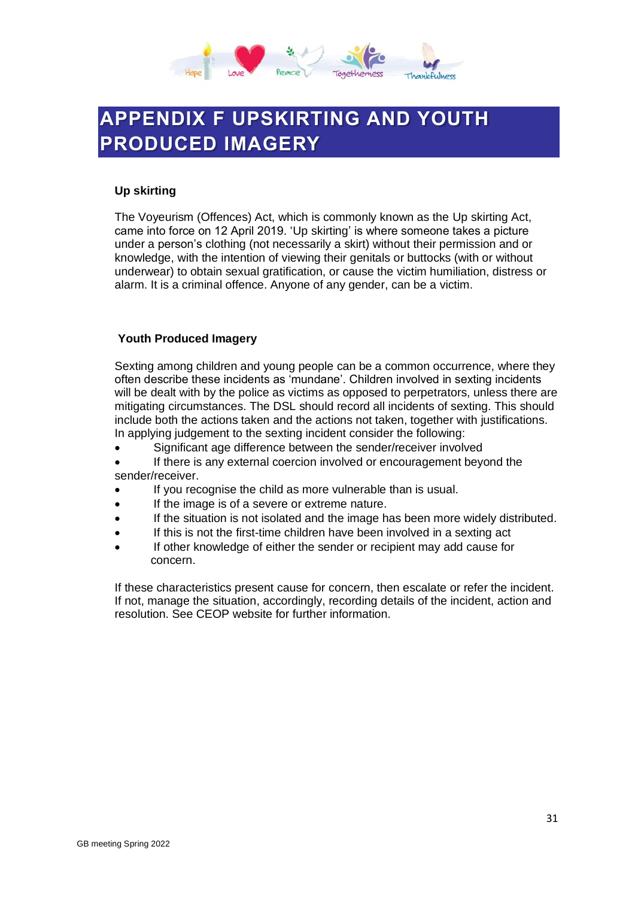# APPENDIX F UPSKIRTING AND YOUTH PRODUCED IMAGERY

**Up skirting**

The Voyeurism (Offences) Act, which is commonly known as the Up skirting Act, came into force on 12 April 2019. 'Up skirting' is where someone takes a picture under a person's clothing (not necessarily a skirt) without their permission and or knowledge, with the intention of viewing their genitals or buttocks (with or without underwear) to obtain sexual gratification, or cause the victim humiliation, distress or alarm. It is a criminal offence. Anyone of any gender, can be a victim.

**Youth Produced Imagery**

Sexting among children and young people can be a common occurrence, where they often describe these incidents as 'mundane'. Children involved in sexting incidents will be dealt with by the police as victims as opposed to perpetrators, unless there are mitigating circumstances. The DSL should record all incidents of sexting. This should include both the actions taken and the actions not taken, together with justifications. In applying judgement to the sexting incident consider the following:

- Significant age difference between the sender/receiver involved
- If there is any external coercion involved or encouragement beyond the sender/receiver.
- If you recognise the child as more vulnerable than is usual.
- If the image is of a severe or extreme nature.
- If the situation is not isolated and the image has been more widely distributed.
- If this is not the first-time children have been involved in a sexting act
- If other knowledge of either the sender or recipient may add cause for concern.

If these characteristics present cause for concern, then escalate or refer the incident. If not, manage the situation, accordingly, recording details of the incident, action and resolution. See CEOP website for further information.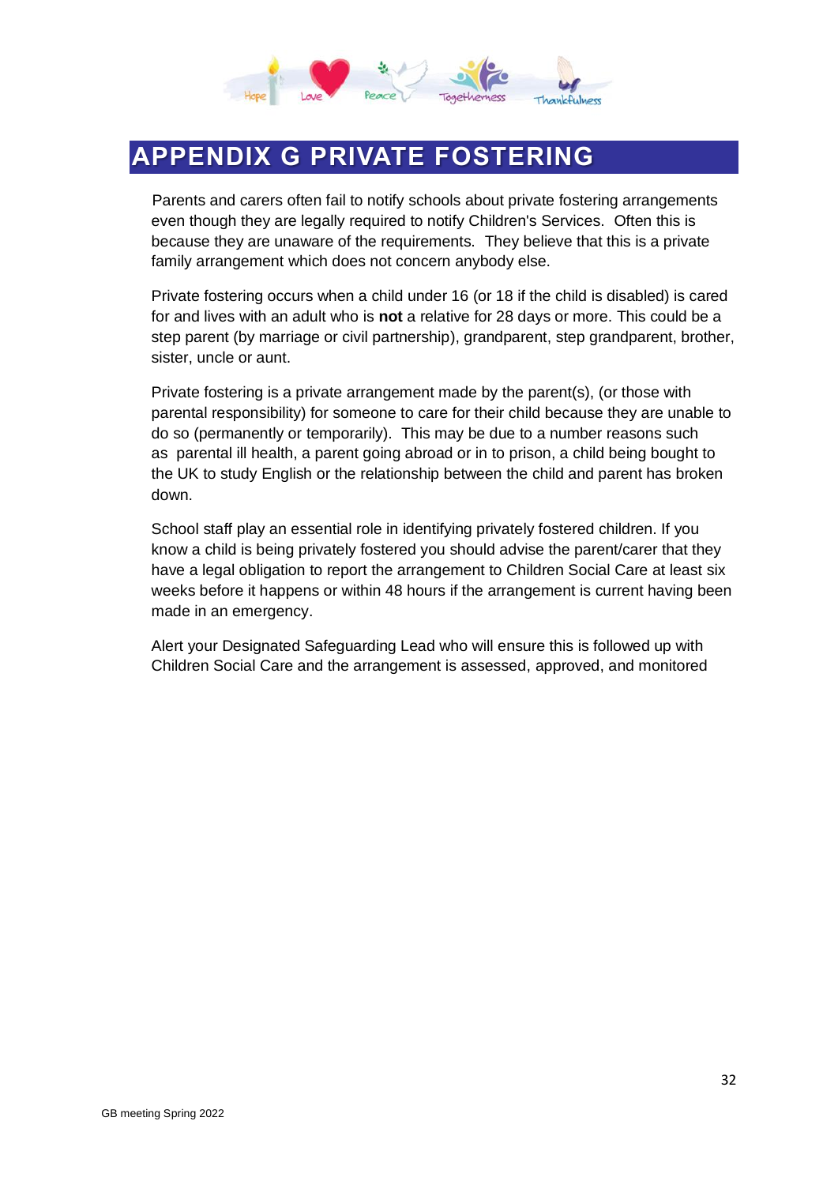# APPENDIX G PRIVATE FOSTERING

Parents and carers often fail to notify schools about private fostering arrangements even though they are legally required to notify Children's Services. Often this is because they are unaware of the requirements. They believe that this is a private family arrangement which does not concern anybody else.

Private fostering occurs when a child under 16 (or 18 if the child is disabled) is cared for and lives with an adult who is **not** a relative for 28 days or more. This could be a step parent (by marriage or civil partnership), grandparent, step grandparent, brother, sister, uncle or aunt.

Private fostering is a private arrangement made by the parent(s), (or those with parental responsibility) for someone to care for their child because they are unable to do so (permanently or temporarily). This may be due to a number reasons such as parental ill health, a parent going abroad or in to prison, a child being bought to the UK to study English or the relationship between the child and parent has broken down.

School staff play an essential role in identifying privately fostered children. If you know a child is being privately fostered you should advise the parent/carer that they have a legal obligation to report the arrangement to Children Social Care at least six weeks before it happens or within 48 hours if the arrangement is current having been made in an emergency.

Alert your Designated Safeguarding Lead who will ensure this is followed up with Children Social Care and the arrangement is assessed, approved, and monitored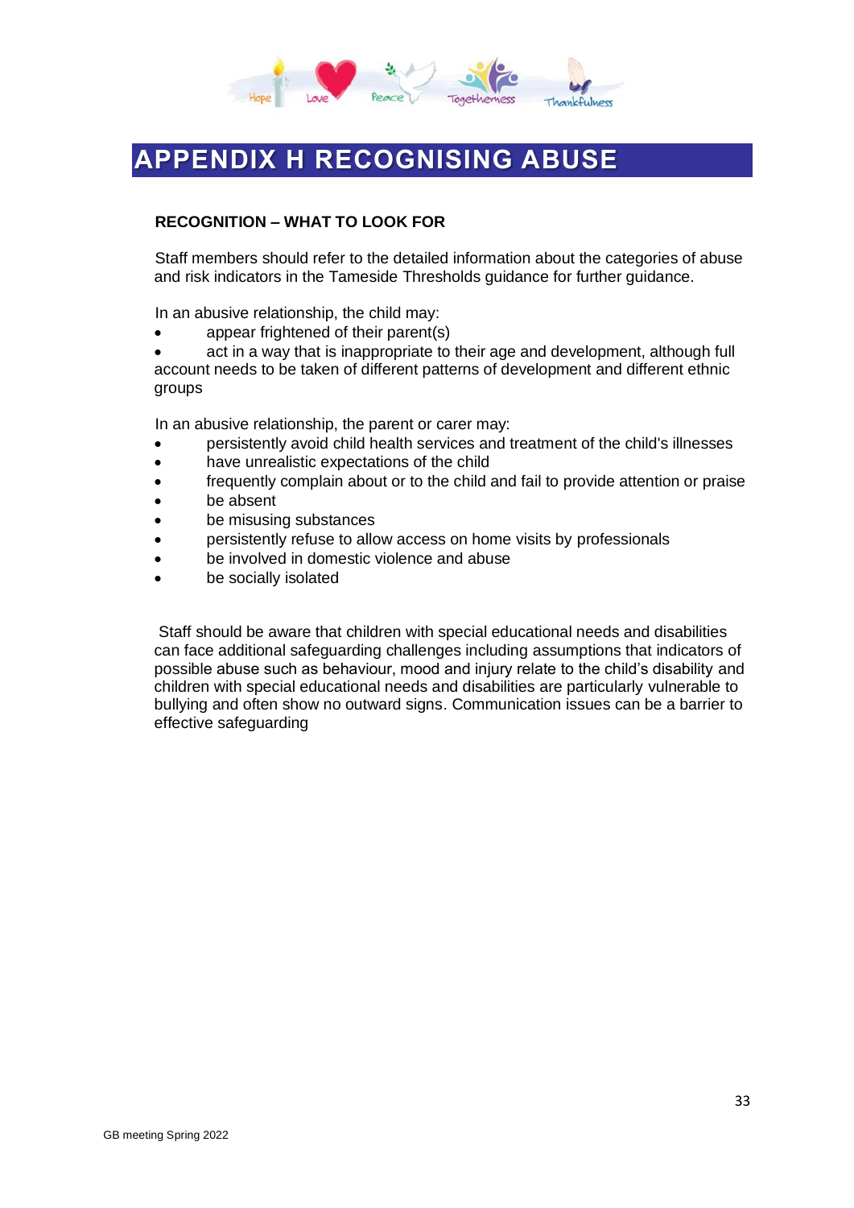# APPENDIX H RECOGNISING ABUSE

**RECOGNITION – WHAT TO LOOK FOR**

Staff members should refer to the detailed information about the categories of abuse and risk indicators in the Tameside Thresholds guidance for further guidance.

In an abusive relationship, the child may:

- appear frightened of their parent(s)
- act in a way that is inappropriate to their age and development, although full account needs to be taken of different patterns of development and different ethnic groups

In an abusive relationship, the parent or carer may:

- persistently avoid child health services and treatment of the child's illnesses
- have unrealistic expectations of the child
- frequently complain about or to the child and fail to provide attention or praise
- be absent
- be misusing substances
- persistently refuse to allow access on home visits by professionals
- be involved in domestic violence and abuse
- be socially isolated

Staff should be aware that children with special educational needs and disabilities can face additional safeguarding challenges including assumptions that indicators of possible abuse such as behaviour, mood and injury relate to the child's disability and children with special educational needs and disabilities are particularly vulnerable to bullying and often show no outward signs. Communication issues can be a barrier to effective safeguarding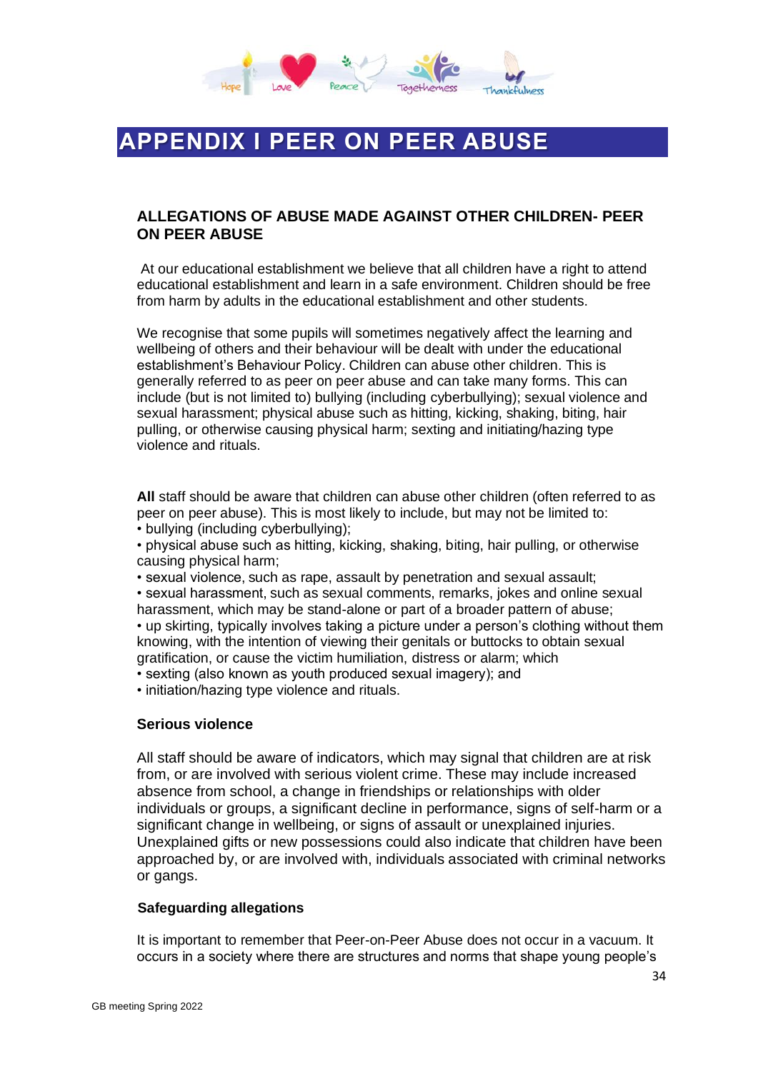# APPENDIX I PEER ON PEER ABUSE

### ALLEGATIONS OF ABUSE MADE AGAINST OTHER CHILDREN- PEER ON PEER ABUSE

At our educational establishment we believe that all children have a right to attend educational establishment and learn in a safe environment. Children should be free from harm by adults in the educational establishment and other students.

We recognise that some pupils will sometimes negatively affect the learning and wellbeing of others and their behaviour will be dealt with under the educational establishment's Behaviour Policy. Children can abuse other children. This is generally referred to as peer on peer abuse and can take many forms. This can include (but is not limited to) bullying (including cyberbullying); sexual violence and sexual harassment; physical abuse such as hitting, kicking, shaking, biting, hair pulling, or otherwise causing physical harm; sexting and initiating/hazing type violence and rituals.

**All** staff should be aware that children can abuse other children (often referred to as peer on peer abuse). This is most likely to include, but may not be limited to:

- bullying (including cyberbullying);
- physical abuse such as hitting, kicking, shaking, biting, hair pulling, or otherwise causing physical harm;
- sexual violence, such as rape, assault by penetration and sexual assault;
- sexual harassment, such as sexual comments, remarks, jokes and online sexual harassment, which may be stand-alone or part of a broader pattern of abuse;
- up skirting, typically involves taking a picture under a person's clothing without them knowing, with the intention of viewing their genitals or buttocks to obtain sexual gratification, or cause the victim humiliation, distress or alarm; which
- sexting (also known as youth produced sexual imagery); and
- initiation/hazing type violence and rituals.

**Serious violence**

All staff should be aware of indicators, which may signal that children are at risk from, or are involved with serious violent crime. These may include increased absence from school, a change in friendships or relationships with older individuals or groups, a significant decline in performance, signs of self-harm or a significant change in wellbeing, or signs of assault or unexplained injuries. Unexplained gifts or new possessions could also indicate that children have been approached by, or are involved with, individuals associated with criminal networks or gangs.

**Safeguarding allegations**

It is important to remember that Peer-on-Peer Abuse does not occur in a vacuum. It occurs in a society where there are structures and norms that shape young people's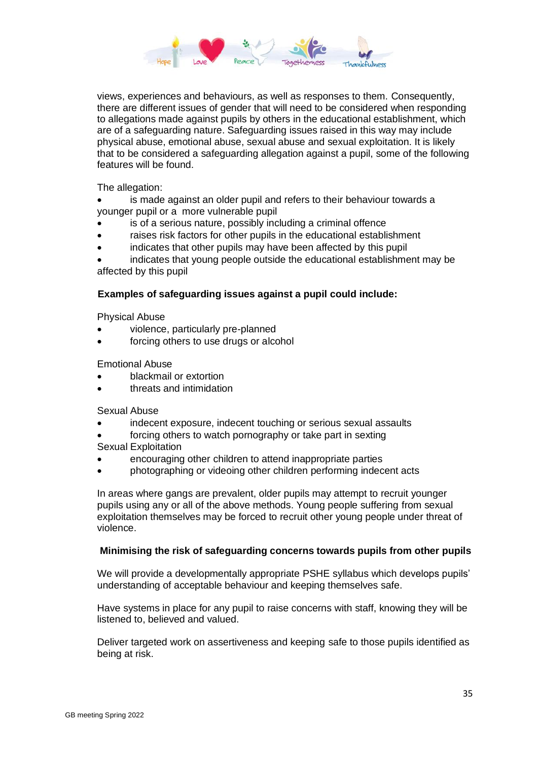views, experiences and behaviours, as well as responses to them. Consequently, there are different issues of gender that will need to be considered when responding to allegations made against pupils by others in the educational establishment, which are of a safeguarding nature. Safeguarding issues raised in this way may include physical abuse, emotional abuse, sexual abuse and sexual exploitation. It is likely that to be considered a safeguarding allegation against a pupil, some of the following features will be found.

The allegation:

- is made against an older pupil and refers to their behaviour towards a younger pupil or a more vulnerable pupil
- is of a serious nature, possibly including a criminal offence
- raises risk factors for other pupils in the educational establishment
- indicates that other pupils may have been affected by this pupil
- indicates that young people outside the educational establishment may be affected by this pupil

**Examples of safeguarding issues against a pupil could include:**

Physical Abuse

- violence, particularly pre-planned
- forcing others to use drugs or alcohol

Emotional Abuse

- blackmail or extortion
- threats and intimidation

Sexual Abuse

- indecent exposure, indecent touching or serious sexual assaults
- forcing others to watch pornography or take part in sexting

Sexual Exploitation

- encouraging other children to attend inappropriate parties
- photographing or videoing other children performing indecent acts

In areas where gangs are prevalent, older pupils may attempt to recruit younger pupils using any or all of the above methods. Young people suffering from sexual exploitation themselves may be forced to recruit other young people under threat of violence.

**Minimising the risk of safeguarding concerns towards pupils from other pupils**

We will provide a developmentally appropriate PSHE syllabus which develops pupils' understanding of acceptable behaviour and keeping themselves safe.

Have systems in place for any pupil to raise concerns with staff, knowing they will be listened to, believed and valued.

Deliver targeted work on assertiveness and keeping safe to those pupils identified as being at risk.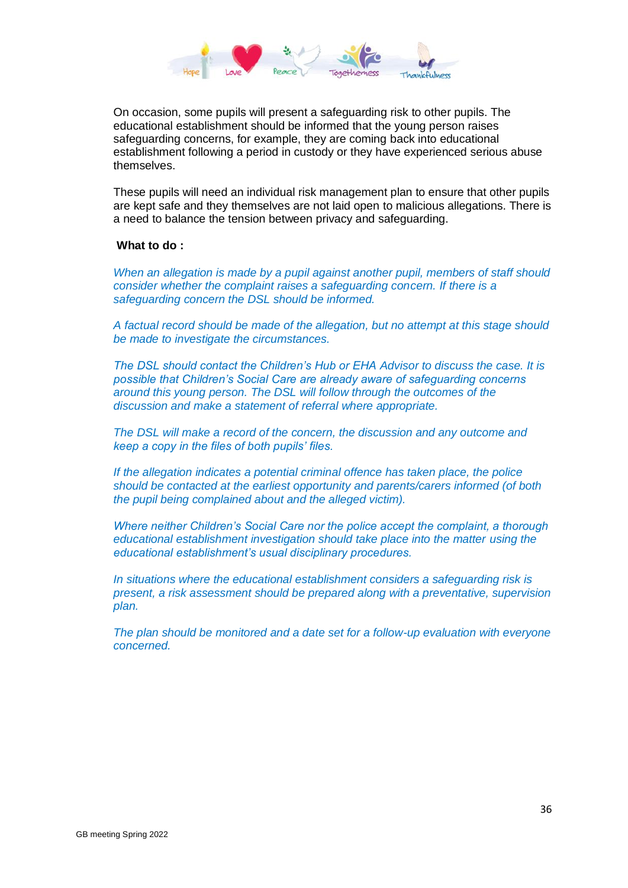On occasion, some pupils will present a safeguarding risk to other pupils. The educational establishment should be informed that the young person raises safeguarding concerns, for example, they are coming back into educational establishment following a period in custody or they have experienced serious abuse themselves.

These pupils will need an individual risk management plan to ensure that other pupils are kept safe and they themselves are not laid open to malicious allegations. There is a need to balance the tension between privacy and safeguarding.

**What to do :**

*When an allegation is made by a pupil against another pupil, members of staff should consider whether the complaint raises a safeguarding concern. If there is a safeguarding concern the DSL should be informed.*

*A factual record should be made of the allegation, but no attempt at this stage should be made to investigate the circumstances.*

*The DSL should contact the Children's Hub or EHA Advisor to discuss the case. It is possible that Children's Social Care are already aware of safeguarding concerns around this young person. The DSL will follow through the outcomes of the discussion and make a statement of referral where appropriate.*

*The DSL will make a record of the concern, the discussion and any outcome and keep a copy in the files of both pupils' files.*

*If the allegation indicates a potential criminal offence has taken place, the police should be contacted at the earliest opportunity and parents/carers informed (of both the pupil being complained about and the alleged victim).*

*Where neither Children's Social Care nor the police accept the complaint, a thorough educational establishment investigation should take place into the matter using the educational establishment's usual disciplinary procedures.*

*In situations where the educational establishment considers a safeguarding risk is present, a risk assessment should be prepared along with a preventative, supervision plan.*

*The plan should be monitored and a date set for a follow-up evaluation with everyone concerned.*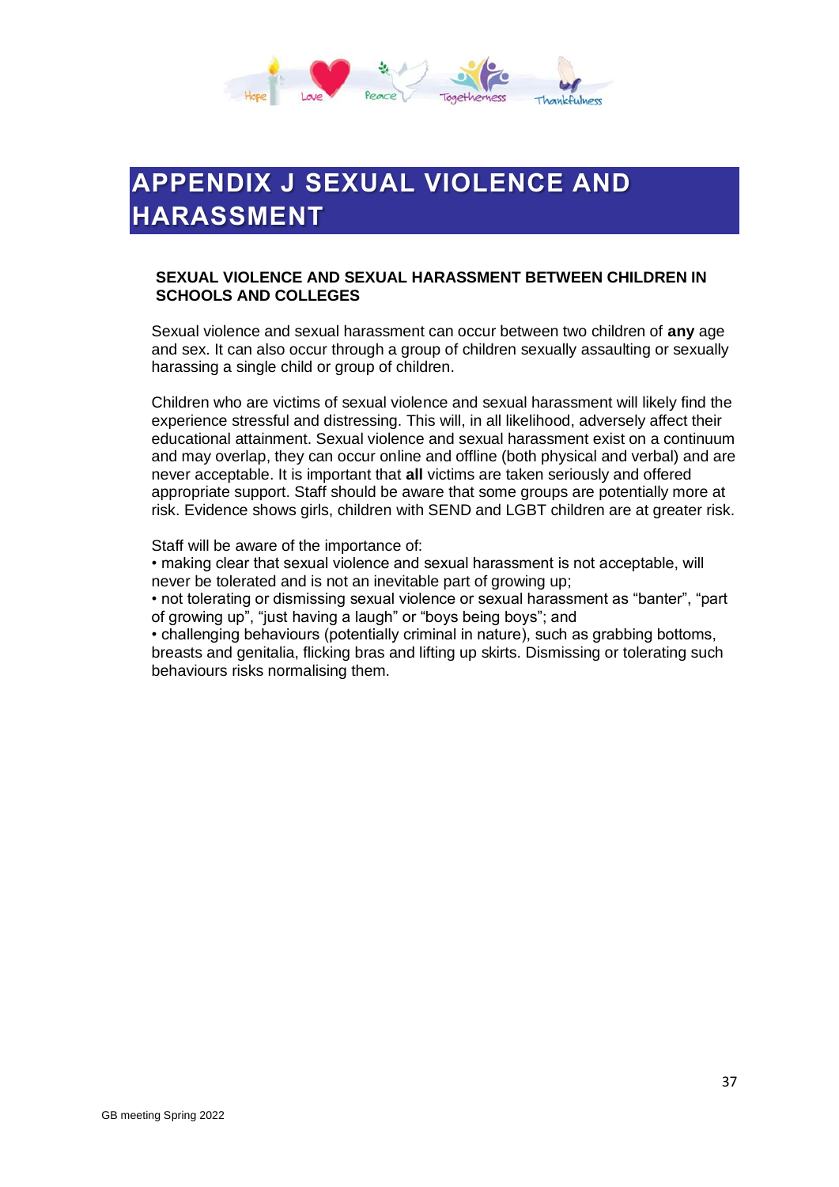# APPENDIX J SEXUAL VIOLENCE AND HARASSMENT

## SEXUAL VIOLENCE AND SEXUAL HARASSMENT BETWEEN CHILDREN IN SCHOOLS AND COLLEGES

Sexual violence and sexual harassment can occur between two children of **any** age and sex. It can also occur through a group of children sexually assaulting or sexually harassing a single child or group of children.

Children who are victims of sexual violence and sexual harassment will likely find the experience stressful and distressing. This will, in all likelihood, adversely affect their educational attainment. Sexual violence and sexual harassment exist on a continuum and may overlap, they can occur online and offline (both physical and verbal) and are never acceptable. It is important that **all** victims are taken seriously and offered appropriate support. Staff should be aware that some groups are potentially more at risk. Evidence shows girls, children with SEND and LGBT children are at greater risk.

Staff will be aware of the importance of:

- making clear that sexual violence and sexual harassment is not acceptable, will never be tolerated and is not an inevitable part of growing up;
- not tolerating or dismissing sexual violence or sexual harassment as "banter", "part of growing up", "just having a laugh" or "boys being boys"; and
- challenging behaviours (potentially criminal in nature), such as grabbing bottoms, breasts and genitalia, flicking bras and lifting up skirts. Dismissing or tolerating such behaviours risks normalising them.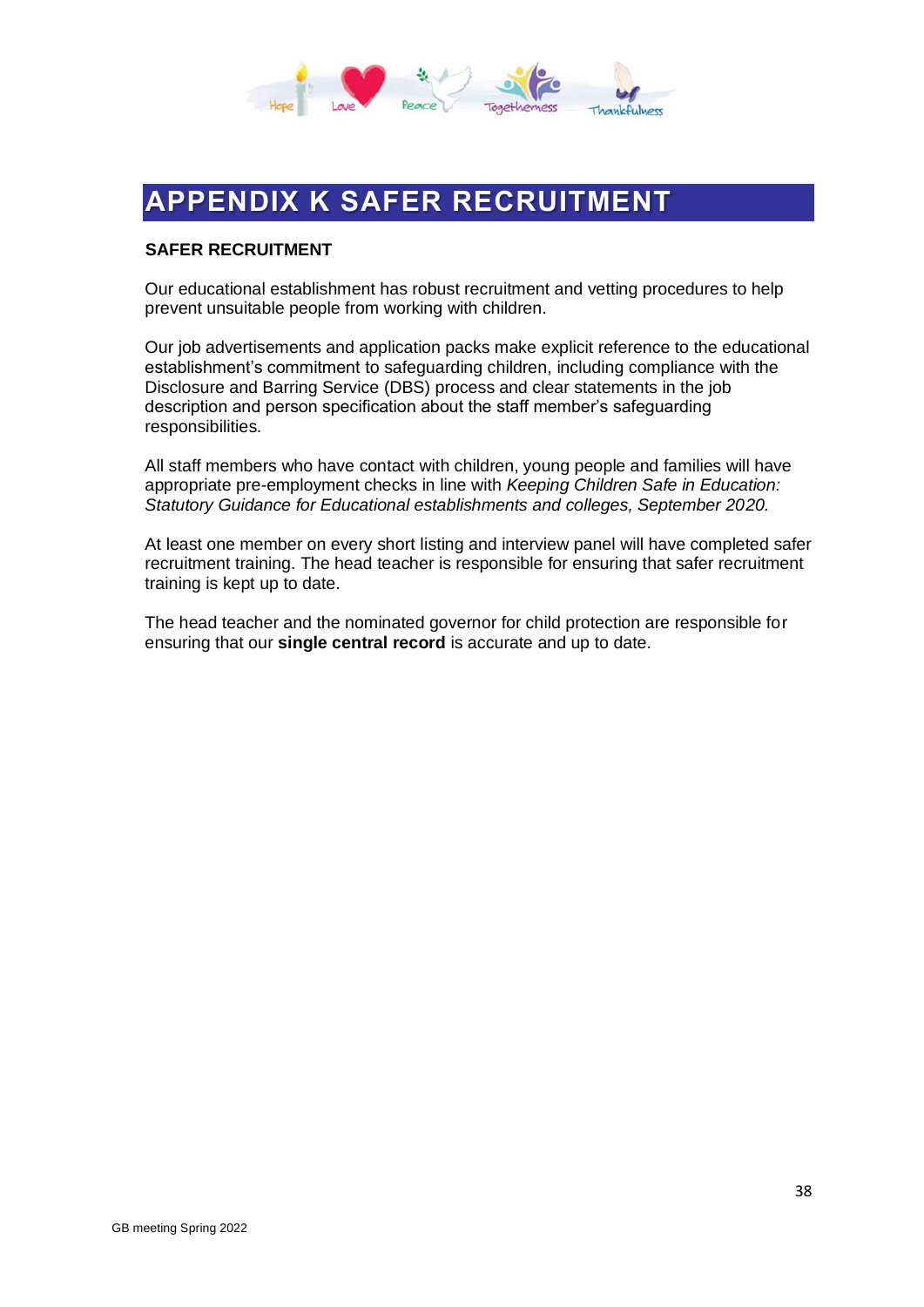# APPENDIX K SAFER RECRUITMENT

**SAFER RECRUITMENT**

Our educational establishment has robust recruitment and vetting procedures to help prevent unsuitable people from working with children.

Our job advertisements and application packs make explicit reference to the educational establishment's commitment to safeguarding children, including compliance with the Disclosure and Barring Service (DBS) process and clear statements in the job description and person specification about the staff member's safeguarding responsibilities.

All staff members who have contact with children, young people and families will have appropriate pre-employment checks in line with *Keeping Children Safe in Education: Statutory Guidance for Educational establishments and colleges, September 2020.*

At least one member on every short listing and interview panel will have completed safer recruitment training. The head teacher is responsible for ensuring that safer recruitment training is kept up to date.

The head teacher and the nominated governor for child protection are responsible for ensuring that our **single central record** is accurate and up to date.